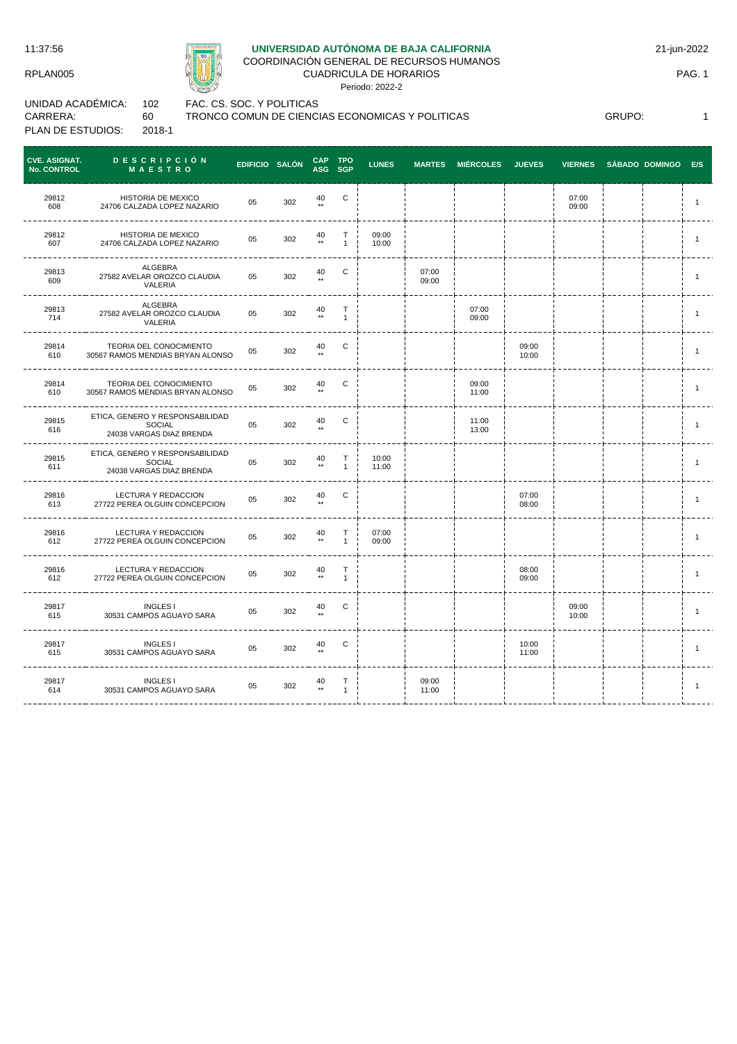11:37:56

RPLAN005

## UNIVERSIDAD AUTÓNOMA DE BAJA CALIFORNIA

COORDINACIÓN GENERAL DE RECURSOS HUMANOS

CUADRICULA DE HORARIOS

Periodo: 2022-2

21-jun-2022

UNIDAD ACADÉMICA: 102 FAC. CS. SOC. Y POLITICAS

CARRERA: 60 TRONCO COMUN DE CIENCIAS ECONOMICAS Y POLITICAS

PLAN DE ESTUDIOS: 2018-1

GRUPO: 1

| CVE. ASIGNAT. No. CONTROL | DESCRIPCIÓN MAESTRO | EDIFICIO | SALÓN | CAP ASG | TPO SGP | LUNES | MARTES | MIÉRCOLES | JUEVES | VIERNES | SÁBADO | DOMINGO | E/S |
|---|---|---|---|---|---|---|---|---|---|---|---|---|---|
| 29812 608 | HISTORIA DE MEXICO 24706 CALZADA LOPEZ NAZARIO | 05 | 302 | 40 ** | C | | | | | 07:00 09:00 | | | 1 |
| 29812 607 | HISTORIA DE MEXICO 24706 CALZADA LOPEZ NAZARIO | 05 | 302 | 40 ** | T 1 | 09:00 10:00 | | | | | | | 1 |
| 29813 609 | ALGEBRA 27582 AVELAR OROZCO CLAUDIA VALERIA | 05 | 302 | 40 ** | C | | 07:00 09:00 | | | | | | 1 |
| 29813 714 | ALGEBRA 27582 AVELAR OROZCO CLAUDIA VALERIA | 05 | 302 | 40 ** | T 1 | | | 07:00 09:00 | | | | | 1 |
| 29814 610 | TEORIA DEL CONOCIMIENTO 30567 RAMOS MENDIAS BRYAN ALONSO | 05 | 302 | 40 ** | C | | | | 09:00 10:00 | | | | 1 |
| 29814 610 | TEORIA DEL CONOCIMIENTO 30567 RAMOS MENDIAS BRYAN ALONSO | 05 | 302 | 40 ** | C | | | 09:00 11:00 | | | | | 1 |
| 29815 616 | ETICA, GENERO Y RESPONSABILIDAD SOCIAL 24038 VARGAS DIAZ BRENDA | 05 | 302 | 40 ** | C | | | 11:00 13:00 | | | | | 1 |
| 29815 611 | ETICA, GENERO Y RESPONSABILIDAD SOCIAL 24038 VARGAS DIAZ BRENDA | 05 | 302 | 40 ** | T 1 | 10:00 11:00 | | | | | | | 1 |
| 29816 613 | LECTURA Y REDACCION 27722 PEREA OLGUIN CONCEPCION | 05 | 302 | 40 ** | C | | | | 07:00 08:00 | | | | 1 |
| 29816 612 | LECTURA Y REDACCION 27722 PEREA OLGUIN CONCEPCION | 05 | 302 | 40 ** | T 1 | 07:00 09:00 | | | | | | | 1 |
| 29816 612 | LECTURA Y REDACCION 27722 PEREA OLGUIN CONCEPCION | 05 | 302 | 40 ** | T 1 | | | | 08:00 09:00 | | | | 1 |
| 29817 615 | INGLES I 30531 CAMPOS AGUAYO SARA | 05 | 302 | 40 ** | C | | | | | 09:00 10:00 | | | 1 |
| 29817 615 | INGLES I 30531 CAMPOS AGUAYO SARA | 05 | 302 | 40 ** | C | | | | 10:00 11:00 | | | | 1 |
| 29817 614 | INGLES I 30531 CAMPOS AGUAYO SARA | 05 | 302 | 40 ** | T 1 | | 09:00 11:00 | | | | | | 1 |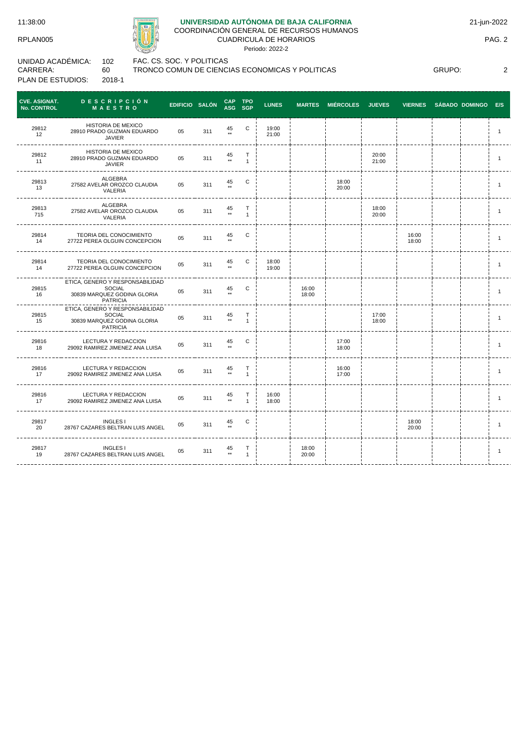**UNIVERSIDAD AUTÓNOMA DE BAJA CALIFORNIA**

COORDINACIÓN GENERAL DE RECURSOS HUMANOS

CUADRICULA DE HORARIOS

Periodo: 2022-2

11:38:00 | 21-jun-2022

RPLAN005

UNIDAD ACADÉMICA: 102 FAC. CS. SOC. Y POLITICAS

CARRERA: 60 TRONCO COMUN DE CIENCIAS ECONOMICAS Y POLITICAS GRUPO: 2

PLAN DE ESTUDIOS: 2018-1

| CVE. ASIGNAT. No. CONTROL | DESCRIPCIÓN MAESTRO | EDIFICIO | SALÓN | CAP ASG | TPO SGP | LUNES | MARTES | MIÉRCOLES | JUEVES | VIERNES | SÁBADO | DOMINGO | E/S |
|---|---|---|---|---|---|---|---|---|---|---|---|---|---|
| 29812 12 | HISTORIA DE MEXICO 28910 PRADO GUZMAN EDUARDO JAVIER | 05 | 311 | 45 ** | C | 19:00 21:00 | | | | | | | 1 |
| 29812 11 | HISTORIA DE MEXICO 28910 PRADO GUZMAN EDUARDO JAVIER | 05 | 311 | 45 ** | T 1 | | | | 20:00 21:00 | | | | 1 |
| 29813 13 | ALGEBRA 27582 AVELAR OROZCO CLAUDIA VALERIA | 05 | 311 | 45 ** | C | | | 18:00 20:00 | | | | | 1 |
| 29813 715 | ALGEBRA 27582 AVELAR OROZCO CLAUDIA VALERIA | 05 | 311 | 45 ** | T 1 | | | | 18:00 20:00 | | | | 1 |
| 29814 14 | TEORIA DEL CONOCIMIENTO 27722 PEREA OLGUIN CONCEPCION | 05 | 311 | 45 ** | C | | | | | 16:00 18:00 | | | 1 |
| 29814 14 | TEORIA DEL CONOCIMIENTO 27722 PEREA OLGUIN CONCEPCION | 05 | 311 | 45 ** | C | 18:00 19:00 | | | | | | | 1 |
| 29815 16 | ETICA, GENERO Y RESPONSABILIDAD SOCIAL 30839 MARQUEZ GODINA GLORIA PATRICIA | 05 | 311 | 45 ** | C | | 16:00 18:00 | | | | | | 1 |
| 29815 15 | ETICA, GENERO Y RESPONSABILIDAD SOCIAL 30839 MARQUEZ GODINA GLORIA PATRICIA | 05 | 311 | 45 ** | T 1 | | | | 17:00 18:00 | | | | 1 |
| 29816 18 | LECTURA Y REDACCION 29092 RAMIREZ JIMENEZ ANA LUISA | 05 | 311 | 45 ** | C | | | 17:00 18:00 | | | | | 1 |
| 29816 17 | LECTURA Y REDACCION 29092 RAMIREZ JIMENEZ ANA LUISA | 05 | 311 | 45 ** | T 1 | | | 16:00 17:00 | | | | | 1 |
| 29816 17 | LECTURA Y REDACCION 29092 RAMIREZ JIMENEZ ANA LUISA | 05 | 311 | 45 ** | T 1 | 16:00 18:00 | | | | | | | 1 |
| 29817 20 | INGLES I 28767 CAZARES BELTRAN LUIS ANGEL | 05 | 311 | 45 ** | C | | | | | 18:00 20:00 | | | 1 |
| 29817 19 | INGLES I 28767 CAZARES BELTRAN LUIS ANGEL | 05 | 311 | 45 ** | T 1 | | 18:00 20:00 | | | | | | 1 |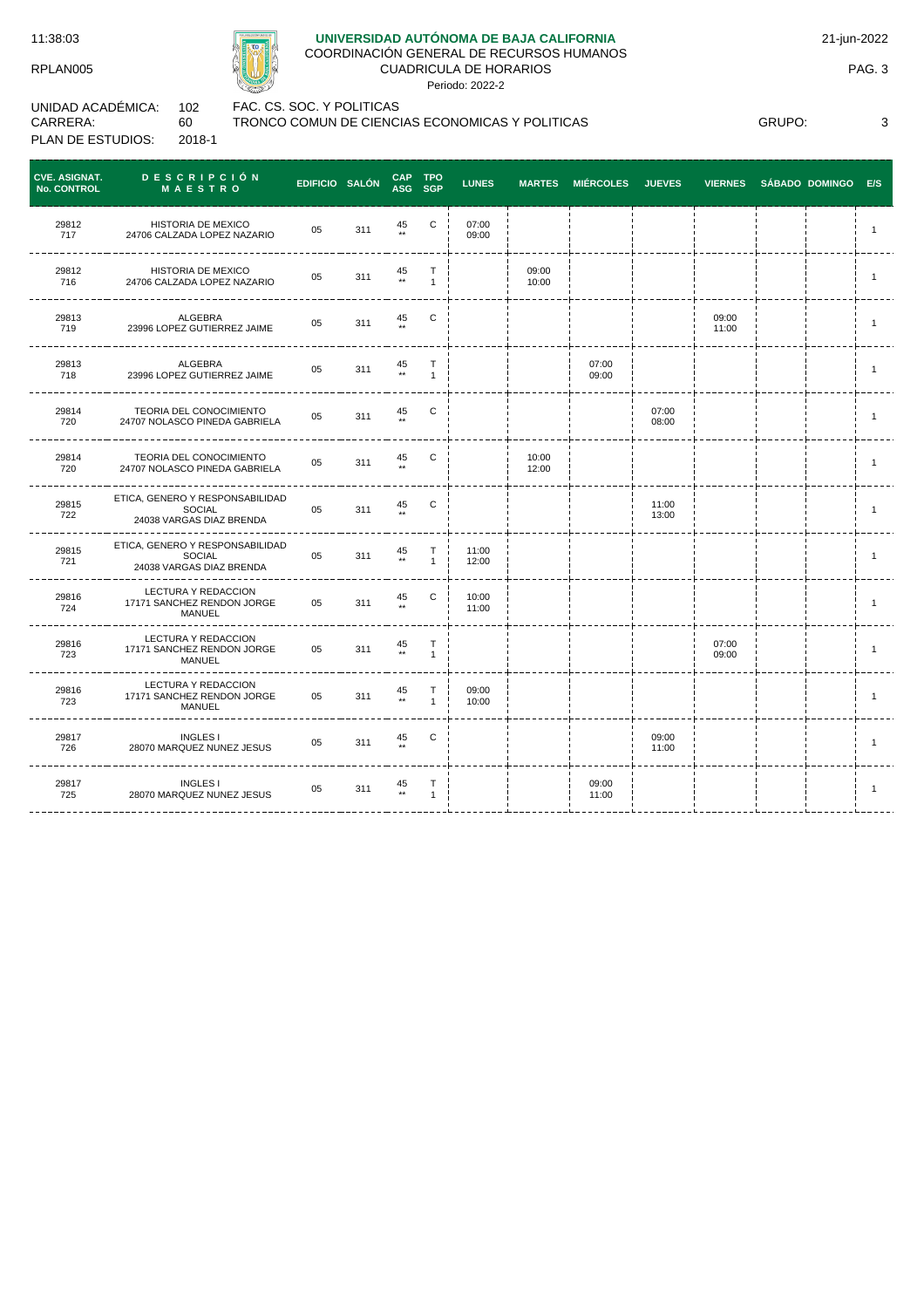UNIVERSIDAD AUTÓNOMA DE BAJA CALIFORNIA

COORDINACIÓN GENERAL DE RECURSOS HUMANOS

CUADRICULA DE HORARIOS

Periodo: 2022-2

11:38:03 | RPLAN005 | 21-jun-2022

UNIDAD ACADÉMICA: 102 FAC. CS. SOC. Y POLITICAS

CARRERA: 60 TRONCO COMUN DE CIENCIAS ECONOMICAS Y POLITICAS

PLAN DE ESTUDIOS: 2018-1

GRUPO: 3

| CVE. ASIGNAT. No. CONTROL | DESCRIPCIÓN MAESTRO | EDIFICIO | SALÓN | CAP ASG | TPO SGP | LUNES | MARTES | MIÉRCOLES | JUEVES | VIERNES | SÁBADO | DOMINGO | E/S |
|---|---|---|---|---|---|---|---|---|---|---|---|---|---|
| 29812 717 | HISTORIA DE MEXICO 24706 CALZADA LOPEZ NAZARIO | 05 | 311 | 45 ** | C | 07:00 09:00 | | | | | | | 1 |
| 29812 716 | HISTORIA DE MEXICO 24706 CALZADA LOPEZ NAZARIO | 05 | 311 | 45 ** | T 1 | | 09:00 10:00 | | | | | | 1 |
| 29813 719 | ALGEBRA 23996 LOPEZ GUTIERREZ JAIME | 05 | 311 | 45 ** | C | | | | | 09:00 11:00 | | | 1 |
| 29813 718 | ALGEBRA 23996 LOPEZ GUTIERREZ JAIME | 05 | 311 | 45 ** | T 1 | | | 07:00 09:00 | | | | | 1 |
| 29814 720 | TEORIA DEL CONOCIMIENTO 24707 NOLASCO PINEDA GABRIELA | 05 | 311 | 45 ** | C | | | | 07:00 08:00 | | | | 1 |
| 29814 720 | TEORIA DEL CONOCIMIENTO 24707 NOLASCO PINEDA GABRIELA | 05 | 311 | 45 ** | C | | 10:00 12:00 | | | | | | 1 |
| 29815 722 | ETICA, GENERO Y RESPONSABILIDAD SOCIAL 24038 VARGAS DIAZ BRENDA | 05 | 311 | 45 ** | C | | | | 11:00 13:00 | | | | 1 |
| 29815 721 | ETICA, GENERO Y RESPONSABILIDAD SOCIAL 24038 VARGAS DIAZ BRENDA | 05 | 311 | 45 ** | T 1 | 11:00 12:00 | | | | | | | 1 |
| 29816 724 | LECTURA Y REDACCION 17171 SANCHEZ RENDON JORGE MANUEL | 05 | 311 | 45 ** | C | 10:00 11:00 | | | | | | | 1 |
| 29816 723 | LECTURA Y REDACCION 17171 SANCHEZ RENDON JORGE MANUEL | 05 | 311 | 45 ** | T 1 | | | | | 07:00 09:00 | | | 1 |
| 29816 723 | LECTURA Y REDACCION 17171 SANCHEZ RENDON JORGE MANUEL | 05 | 311 | 45 ** | T 1 | 09:00 10:00 | | | | | | | 1 |
| 29817 726 | INGLES I 28070 MARQUEZ NUNEZ JESUS | 05 | 311 | 45 ** | C | | | | 09:00 11:00 | | | | 1 |
| 29817 725 | INGLES I 28070 MARQUEZ NUNEZ JESUS | 05 | 311 | 45 ** | T 1 | | | 09:00 11:00 | | | | | 1 |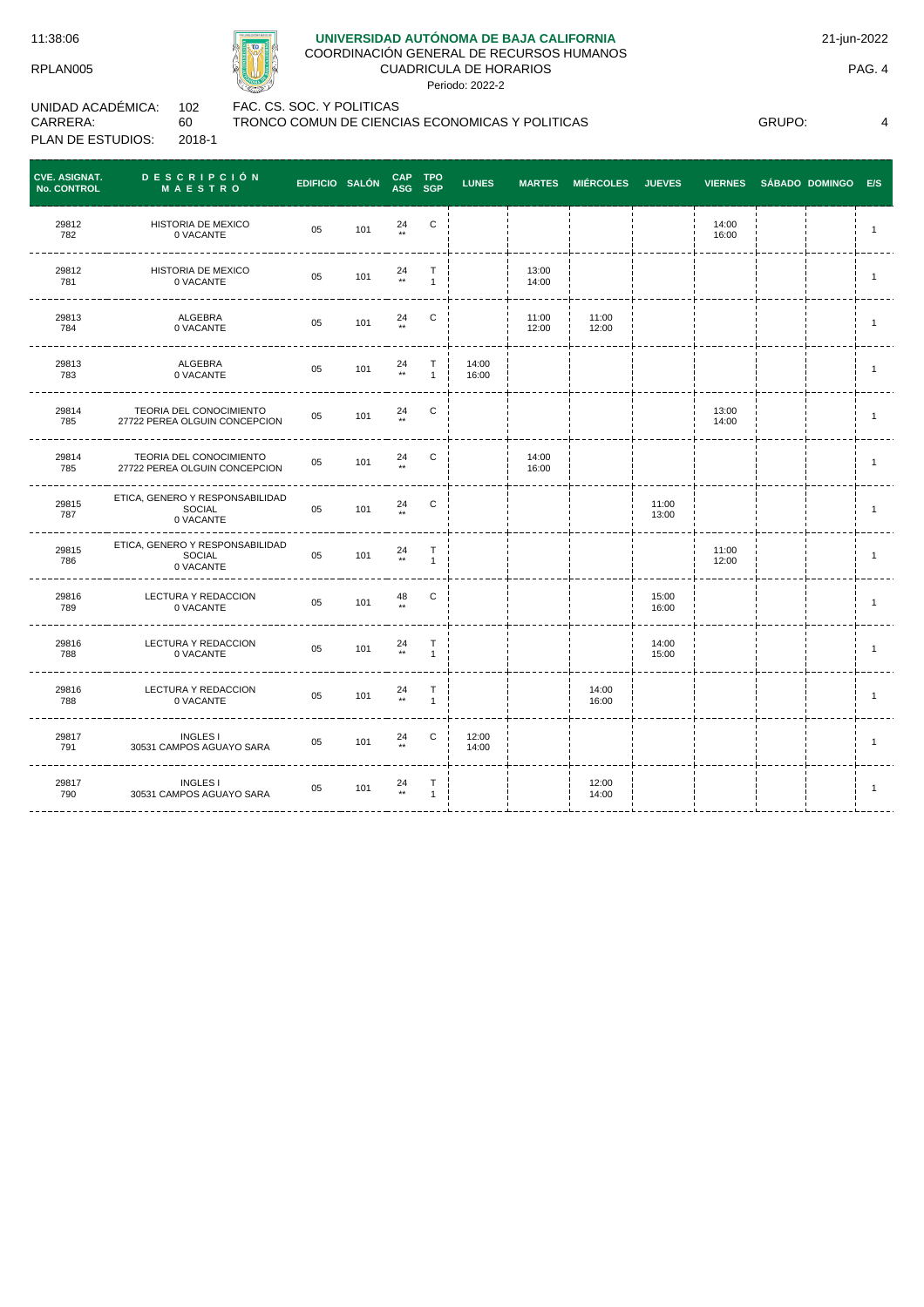**UNIVERSIDAD AUTÓNOMA DE BAJA CALIFORNIA**
COORDINACIÓN GENERAL DE RECURSOS HUMANOS
CUADRICULA DE HORARIOS
Periodo: 2022-2

11:38:06 — RPLAN005 — 21-jun-2022

UNIDAD ACADÉMICA: 102 FAC. CS. SOC. Y POLITICAS
CARRERA: 60 TRONCO COMUN DE CIENCIAS ECONOMICAS Y POLITICAS — GRUPO: 4
PLAN DE ESTUDIOS: 2018-1

| CVE. ASIGNAT. No. CONTROL | DESCRIPCIÓN MAESTRO | EDIFICIO | SALÓN | CAP ASG | TPO SGP | LUNES | MARTES | MIÉRCOLES | JUEVES | VIERNES | SÁBADO | DOMINGO | E/S |
|---|---|---|---|---|---|---|---|---|---|---|---|---|---|
| 29812 782 | HISTORIA DE MEXICO 0 VACANTE | 05 | 101 | 24 ** | C | | | | | 14:00 16:00 | | | 1 |
| 29812 781 | HISTORIA DE MEXICO 0 VACANTE | 05 | 101 | 24 ** | T 1 | | 13:00 14:00 | | | | | | 1 |
| 29813 784 | ALGEBRA 0 VACANTE | 05 | 101 | 24 ** | C | | 11:00 12:00 | 11:00 12:00 | | | | | 1 |
| 29813 783 | ALGEBRA 0 VACANTE | 05 | 101 | 24 ** | T 1 | 14:00 16:00 | | | | | | | 1 |
| 29814 785 | TEORIA DEL CONOCIMIENTO 27722 PEREA OLGUIN CONCEPCION | 05 | 101 | 24 ** | C | | | | | 13:00 14:00 | | | 1 |
| 29814 785 | TEORIA DEL CONOCIMIENTO 27722 PEREA OLGUIN CONCEPCION | 05 | 101 | 24 ** | C | | 14:00 16:00 | | | | | | 1 |
| 29815 787 | ETICA, GENERO Y RESPONSABILIDAD SOCIAL 0 VACANTE | 05 | 101 | 24 ** | C | | | | 11:00 13:00 | | | | 1 |
| 29815 786 | ETICA, GENERO Y RESPONSABILIDAD SOCIAL 0 VACANTE | 05 | 101 | 24 ** | T 1 | | | | | 11:00 12:00 | | | 1 |
| 29816 789 | LECTURA Y REDACCION 0 VACANTE | 05 | 101 | 48 ** | C | | | | 15:00 16:00 | | | | 1 |
| 29816 788 | LECTURA Y REDACCION 0 VACANTE | 05 | 101 | 24 ** | T 1 | | | | 14:00 15:00 | | | | 1 |
| 29816 788 | LECTURA Y REDACCION 0 VACANTE | 05 | 101 | 24 ** | T 1 | | | 14:00 16:00 | | | | | 1 |
| 29817 791 | INGLES I 30531 CAMPOS AGUAYO SARA | 05 | 101 | 24 ** | C | 12:00 14:00 | | | | | | | 1 |
| 29817 790 | INGLES I 30531 CAMPOS AGUAYO SARA | 05 | 101 | 24 ** | T 1 | | | 12:00 14:00 | | | | | 1 |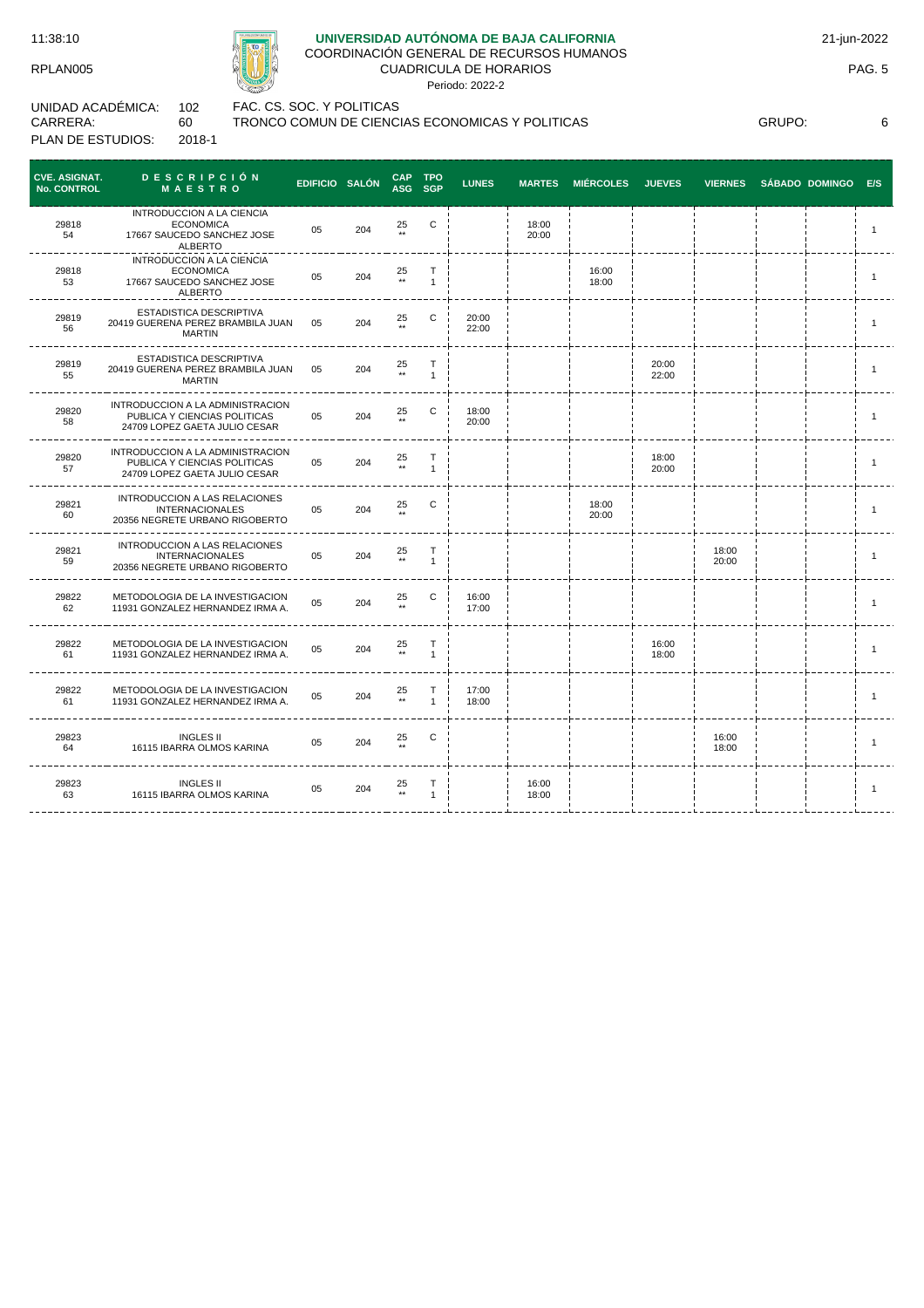**UNIVERSIDAD AUTÓNOMA DE BAJA CALIFORNIA**
COORDINACIÓN GENERAL DE RECURSOS HUMANOS
CUADRICULA DE HORARIOS
Periodo: 2022-2

11:38:10
RPLAN005
21-jun-2022

UNIDAD ACADÉMICA: 102 FAC. CS. SOC. Y POLITICAS
CARRERA: 60 TRONCO COMUN DE CIENCIAS ECONOMICAS Y POLITICAS GRUPO: 6
PLAN DE ESTUDIOS: 2018-1

| CVE. ASIGNAT. No. CONTROL | DESCRIPCIÓN MAESTRO | EDIFICIO | SALÓN | CAP ASG | TPO SGP | LUNES | MARTES | MIÉRCOLES | JUEVES | VIERNES | SÁBADO | DOMINGO | E/S |
|---|---|---|---|---|---|---|---|---|---|---|---|---|---|
| 29818 54 | INTRODUCCION A LA CIENCIA ECONOMICA 17667 SAUCEDO SANCHEZ JOSE ALBERTO | 05 | 204 | 25 ** | C | | 18:00 20:00 | | | | | | 1 |
| 29818 53 | INTRODUCCION A LA CIENCIA ECONOMICA 17667 SAUCEDO SANCHEZ JOSE ALBERTO | 05 | 204 | 25 ** | T 1 | | | 16:00 18:00 | | | | | 1 |
| 29819 56 | ESTADISTICA DESCRIPTIVA 20419 GUERENA PEREZ BRAMBILA JUAN MARTIN | 05 | 204 | 25 ** | C | 20:00 22:00 | | | | | | | 1 |
| 29819 55 | ESTADISTICA DESCRIPTIVA 20419 GUERENA PEREZ BRAMBILA JUAN MARTIN | 05 | 204 | 25 ** | T 1 | | | | 20:00 22:00 | | | | 1 |
| 29820 58 | INTRODUCCION A LA ADMINISTRACION PUBLICA Y CIENCIAS POLITICAS 24709 LOPEZ GAETA JULIO CESAR | 05 | 204 | 25 ** | C | 18:00 20:00 | | | | | | | 1 |
| 29820 57 | INTRODUCCION A LA ADMINISTRACION PUBLICA Y CIENCIAS POLITICAS 24709 LOPEZ GAETA JULIO CESAR | 05 | 204 | 25 ** | T 1 | | | | 18:00 20:00 | | | | 1 |
| 29821 60 | INTRODUCCION A LAS RELACIONES INTERNACIONALES 20356 NEGRETE URBANO RIGOBERTO | 05 | 204 | 25 ** | C | | | 18:00 20:00 | | | | | 1 |
| 29821 59 | INTRODUCCION A LAS RELACIONES INTERNACIONALES 20356 NEGRETE URBANO RIGOBERTO | 05 | 204 | 25 ** | T 1 | | | | | 18:00 20:00 | | | 1 |
| 29822 62 | METODOLOGIA DE LA INVESTIGACION 11931 GONZALEZ HERNANDEZ IRMA A. | 05 | 204 | 25 ** | C | 16:00 17:00 | | | | | | | 1 |
| 29822 61 | METODOLOGIA DE LA INVESTIGACION 11931 GONZALEZ HERNANDEZ IRMA A. | 05 | 204 | 25 ** | T 1 | | | | 16:00 18:00 | | | | 1 |
| 29822 61 | METODOLOGIA DE LA INVESTIGACION 11931 GONZALEZ HERNANDEZ IRMA A. | 05 | 204 | 25 ** | T 1 | 17:00 18:00 | | | | | | | 1 |
| 29823 64 | INGLES II 16115 IBARRA OLMOS KARINA | 05 | 204 | 25 ** | C | | | | | 16:00 18:00 | | | 1 |
| 29823 63 | INGLES II 16115 IBARRA OLMOS KARINA | 05 | 204 | 25 ** | T 1 | | 16:00 18:00 | | | | | | 1 |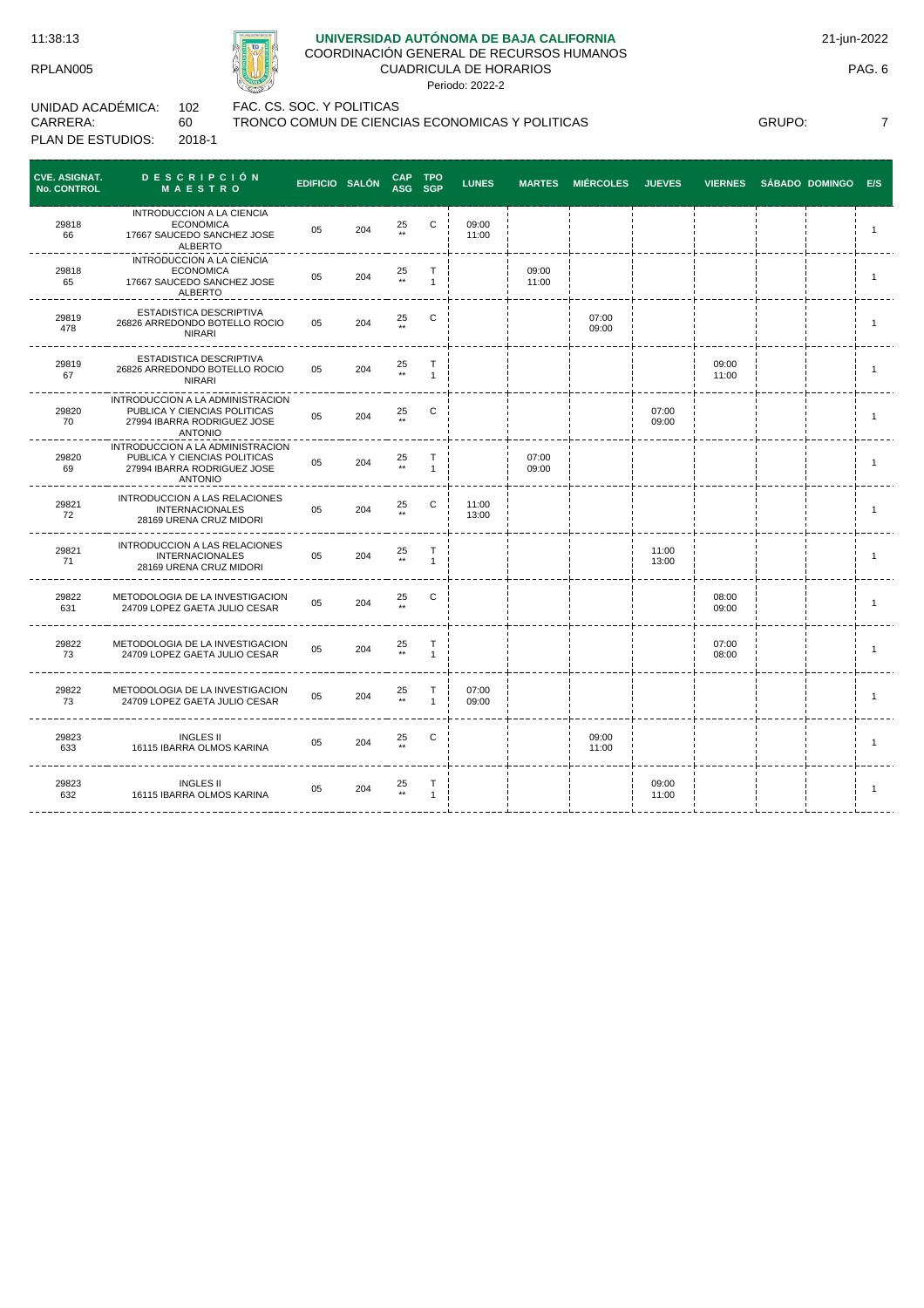**UNIVERSIDAD AUTÓNOMA DE BAJA CALIFORNIA**
COORDINACIÓN GENERAL DE RECURSOS HUMANOS
CUADRICULA DE HORARIOS
Periodo: 2022-2

11:38:13 — RPLAN005 — 21-jun-2022

UNIDAD ACADÉMICA: 102 FAC. CS. SOC. Y POLITICAS
CARRERA: 60 TRONCO COMUN DE CIENCIAS ECONOMICAS Y POLITICAS GRUPO: 7
PLAN DE ESTUDIOS: 2018-1

| CVE. ASIGNAT. No. CONTROL | DESCRIPCIÓN MAESTRO | EDIFICIO | SALÓN | CAP ASG | TPO SGP | LUNES | MARTES | MIÉRCOLES | JUEVES | VIERNES | SÁBADO | DOMINGO | E/S |
|---|---|---|---|---|---|---|---|---|---|---|---|---|---|
| 29818 66 | INTRODUCCION A LA CIENCIA ECONOMICA 17667 SAUCEDO SANCHEZ JOSE ALBERTO | 05 | 204 | 25 ** | C | 09:00 11:00 | | | | | | | 1 |
| 29818 65 | INTRODUCCION A LA CIENCIA ECONOMICA 17667 SAUCEDO SANCHEZ JOSE ALBERTO | 05 | 204 | 25 ** | T 1 | | 09:00 11:00 | | | | | | 1 |
| 29819 478 | ESTADISTICA DESCRIPTIVA 26826 ARREDONDO BOTELLO ROCIO NIRARI | 05 | 204 | 25 ** | C | | | 07:00 09:00 | | | | | 1 |
| 29819 67 | ESTADISTICA DESCRIPTIVA 26826 ARREDONDO BOTELLO ROCIO NIRARI | 05 | 204 | 25 ** | T 1 | | | | | 09:00 11:00 | | | 1 |
| 29820 70 | INTRODUCCION A LA ADMINISTRACION PUBLICA Y CIENCIAS POLITICAS 27994 IBARRA RODRIGUEZ JOSE ANTONIO | 05 | 204 | 25 ** | C | | | | 07:00 09:00 | | | | 1 |
| 29820 69 | INTRODUCCION A LA ADMINISTRACION PUBLICA Y CIENCIAS POLITICAS 27994 IBARRA RODRIGUEZ JOSE ANTONIO | 05 | 204 | 25 ** | T 1 | | 07:00 09:00 | | | | | | 1 |
| 29821 72 | INTRODUCCION A LAS RELACIONES INTERNACIONALES 28169 URENA CRUZ MIDORI | 05 | 204 | 25 ** | C | 11:00 13:00 | | | | | | | 1 |
| 29821 71 | INTRODUCCION A LAS RELACIONES INTERNACIONALES 28169 URENA CRUZ MIDORI | 05 | 204 | 25 ** | T 1 | | | | 11:00 13:00 | | | | 1 |
| 29822 631 | METODOLOGIA DE LA INVESTIGACION 24709 LOPEZ GAETA JULIO CESAR | 05 | 204 | 25 ** | C | | | | | 08:00 09:00 | | | 1 |
| 29822 73 | METODOLOGIA DE LA INVESTIGACION 24709 LOPEZ GAETA JULIO CESAR | 05 | 204 | 25 ** | T 1 | | | | | 07:00 08:00 | | | 1 |
| 29822 73 | METODOLOGIA DE LA INVESTIGACION 24709 LOPEZ GAETA JULIO CESAR | 05 | 204 | 25 ** | T 1 | 07:00 09:00 | | | | | | | 1 |
| 29823 633 | INGLES II 16115 IBARRA OLMOS KARINA | 05 | 204 | 25 ** | C | | | 09:00 11:00 | | | | | 1 |
| 29823 632 | INGLES II 16115 IBARRA OLMOS KARINA | 05 | 204 | 25 ** | T 1 | | | | 09:00 11:00 | | | | 1 |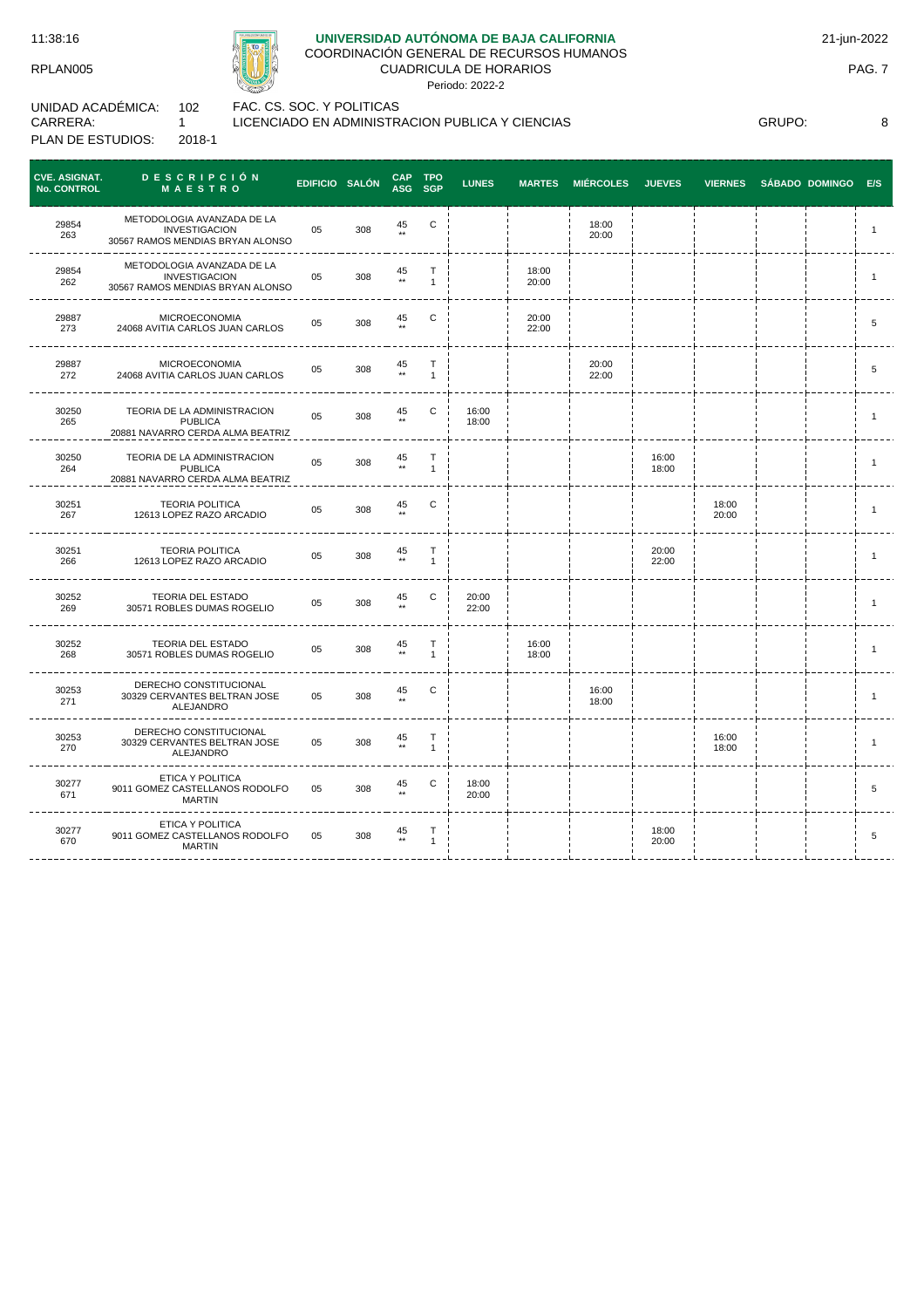**UNIVERSIDAD AUTÓNOMA DE BAJA CALIFORNIA**
COORDINACIÓN GENERAL DE RECURSOS HUMANOS
CUADRICULA DE HORARIOS
Periodo: 2022-2

11:38:16 | RPLAN005 | 21-jun-2022

UNIDAD ACADÉMICA: 102 FAC. CS. SOC. Y POLITICAS
CARRERA: 1 LICENCIADO EN ADMINISTRACION PUBLICA Y CIENCIAS
PLAN DE ESTUDIOS: 2018-1
GRUPO: 8

| CVE. ASIGNAT. No. CONTROL | DESCRIPCIÓN MAESTRO | EDIFICIO | SALÓN | CAP ASG | TPO SGP | LUNES | MARTES | MIÉRCOLES | JUEVES | VIERNES | SÁBADO | DOMINGO | E/S |
|---|---|---|---|---|---|---|---|---|---|---|---|---|---|
| 29854 263 | METODOLOGIA AVANZADA DE LA INVESTIGACION 30567 RAMOS MENDIAS BRYAN ALONSO | 05 | 308 | 45 ** | C | | | 18:00 20:00 | | | | | 1 |
| 29854 262 | METODOLOGIA AVANZADA DE LA INVESTIGACION 30567 RAMOS MENDIAS BRYAN ALONSO | 05 | 308 | 45 ** | T 1 | | 18:00 20:00 | | | | | | 1 |
| 29887 273 | MICROECONOMIA 24068 AVITIA CARLOS JUAN CARLOS | 05 | 308 | 45 ** | C | | 20:00 22:00 | | | | | | 5 |
| 29887 272 | MICROECONOMIA 24068 AVITIA CARLOS JUAN CARLOS | 05 | 308 | 45 ** | T 1 | | | 20:00 22:00 | | | | | 5 |
| 30250 265 | TEORIA DE LA ADMINISTRACION PUBLICA 20881 NAVARRO CERDA ALMA BEATRIZ | 05 | 308 | 45 ** | C | 16:00 18:00 | | | | | | | 1 |
| 30250 264 | TEORIA DE LA ADMINISTRACION PUBLICA 20881 NAVARRO CERDA ALMA BEATRIZ | 05 | 308 | 45 ** | T 1 | | | | 16:00 18:00 | | | | 1 |
| 30251 267 | TEORIA POLITICA 12613 LOPEZ RAZO ARCADIO | 05 | 308 | 45 ** | C | | | | | 18:00 20:00 | | | 1 |
| 30251 266 | TEORIA POLITICA 12613 LOPEZ RAZO ARCADIO | 05 | 308 | 45 ** | T 1 | | | | 20:00 22:00 | | | | 1 |
| 30252 269 | TEORIA DEL ESTADO 30571 ROBLES DUMAS ROGELIO | 05 | 308 | 45 ** | C | 20:00 22:00 | | | | | | | 1 |
| 30252 268 | TEORIA DEL ESTADO 30571 ROBLES DUMAS ROGELIO | 05 | 308 | 45 ** | T 1 | | 16:00 18:00 | | | | | | 1 |
| 30253 271 | DERECHO CONSTITUCIONAL 30329 CERVANTES BELTRAN JOSE ALEJANDRO | 05 | 308 | 45 ** | C | | | 16:00 18:00 | | | | | 1 |
| 30253 270 | DERECHO CONSTITUCIONAL 30329 CERVANTES BELTRAN JOSE ALEJANDRO | 05 | 308 | 45 ** | T 1 | | | | | 16:00 18:00 | | | 1 |
| 30277 671 | ETICA Y POLITICA 9011 GOMEZ CASTELLANOS RODOLFO MARTIN | 05 | 308 | 45 ** | C | 18:00 20:00 | | | | | | | 5 |
| 30277 670 | ETICA Y POLITICA 9011 GOMEZ CASTELLANOS RODOLFO MARTIN | 05 | 308 | 45 ** | T 1 | | | | 18:00 20:00 | | | | 5 |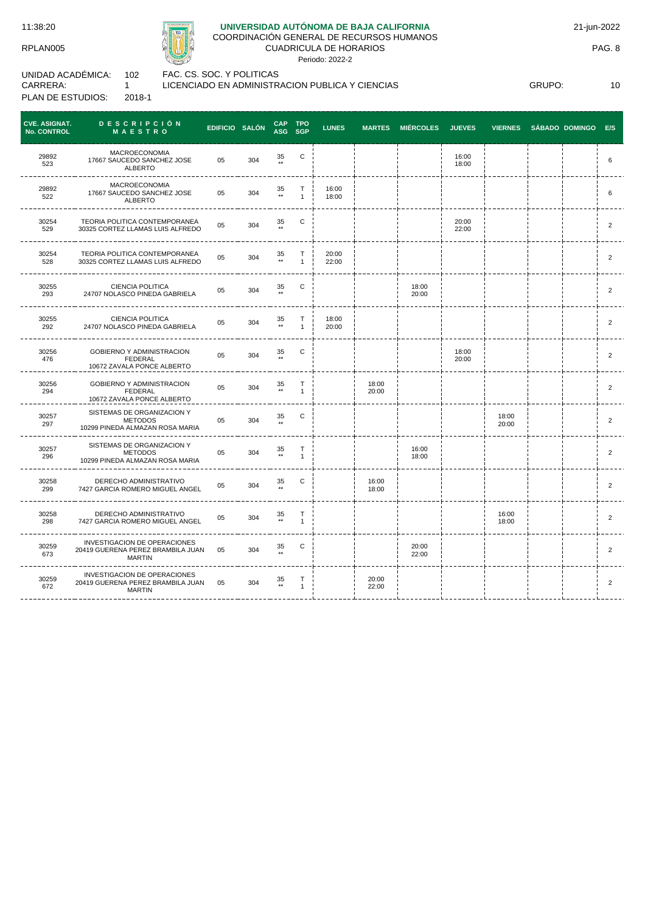# UNIVERSIDAD AUTÓNOMA DE BAJA CALIFORNIA

COORDINACIÓN GENERAL DE RECURSOS HUMANOS
CUADRICULA DE HORARIOS
Periodo: 2022-2

11:38:20 — 21-jun-2022
RPLAN005 — PAG. 8

UNIDAD ACADÉMICA: 102 FAC. CS. SOC. Y POLITICAS
CARRERA: 1 LICENCIADO EN ADMINISTRACION PUBLICA Y CIENCIAS — GRUPO: 10
PLAN DE ESTUDIOS: 2018-1

| CVE. ASIGNAT. No. CONTROL | DESCRIPCIÓN MAESTRO | EDIFICIO | SALÓN | CAP ASG | TPO SGP | LUNES | MARTES | MIÉRCOLES | JUEVES | VIERNES | SÁBADO | DOMINGO | E/S |
|---|---|---|---|---|---|---|---|---|---|---|---|---|---|
| 29892 523 | MACROECONOMIA 17667 SAUCEDO SANCHEZ JOSE ALBERTO | 05 | 304 | 35 ** | C | | | | 16:00 18:00 | | | | 6 |
| 29892 522 | MACROECONOMIA 17667 SAUCEDO SANCHEZ JOSE ALBERTO | 05 | 304 | 35 ** | T 1 | 16:00 18:00 | | | | | | | 6 |
| 30254 529 | TEORIA POLITICA CONTEMPORANEA 30325 CORTEZ LLAMAS LUIS ALFREDO | 05 | 304 | 35 ** | C | | | | 20:00 22:00 | | | | 2 |
| 30254 528 | TEORIA POLITICA CONTEMPORANEA 30325 CORTEZ LLAMAS LUIS ALFREDO | 05 | 304 | 35 ** | T 1 | 20:00 22:00 | | | | | | | 2 |
| 30255 293 | CIENCIA POLITICA 24707 NOLASCO PINEDA GABRIELA | 05 | 304 | 35 ** | C | | | 18:00 20:00 | | | | | 2 |
| 30255 292 | CIENCIA POLITICA 24707 NOLASCO PINEDA GABRIELA | 05 | 304 | 35 ** | T 1 | 18:00 20:00 | | | | | | | 2 |
| 30256 476 | GOBIERNO Y ADMINISTRACION FEDERAL 10672 ZAVALA PONCE ALBERTO | 05 | 304 | 35 ** | C | | | | 18:00 20:00 | | | | 2 |
| 30256 294 | GOBIERNO Y ADMINISTRACION FEDERAL 10672 ZAVALA PONCE ALBERTO | 05 | 304 | 35 ** | T 1 | | 18:00 20:00 | | | | | | 2 |
| 30257 297 | SISTEMAS DE ORGANIZACION Y METODOS 10299 PINEDA ALMAZAN ROSA MARIA | 05 | 304 | 35 ** | C | | | | | 18:00 20:00 | | | 2 |
| 30257 296 | SISTEMAS DE ORGANIZACION Y METODOS 10299 PINEDA ALMAZAN ROSA MARIA | 05 | 304 | 35 ** | T 1 | | | 16:00 18:00 | | | | | 2 |
| 30258 299 | DERECHO ADMINISTRATIVO 7427 GARCIA ROMERO MIGUEL ANGEL | 05 | 304 | 35 ** | C | | 16:00 18:00 | | | | | | 2 |
| 30258 298 | DERECHO ADMINISTRATIVO 7427 GARCIA ROMERO MIGUEL ANGEL | 05 | 304 | 35 ** | T 1 | | | | | 16:00 18:00 | | | 2 |
| 30259 673 | INVESTIGACION DE OPERACIONES 20419 GUERENA PEREZ BRAMBILA JUAN MARTIN | 05 | 304 | 35 ** | C | | | 20:00 22:00 | | | | | 2 |
| 30259 672 | INVESTIGACION DE OPERACIONES 20419 GUERENA PEREZ BRAMBILA JUAN MARTIN | 05 | 304 | 35 ** | T 1 | | 20:00 22:00 | | | | | | 2 |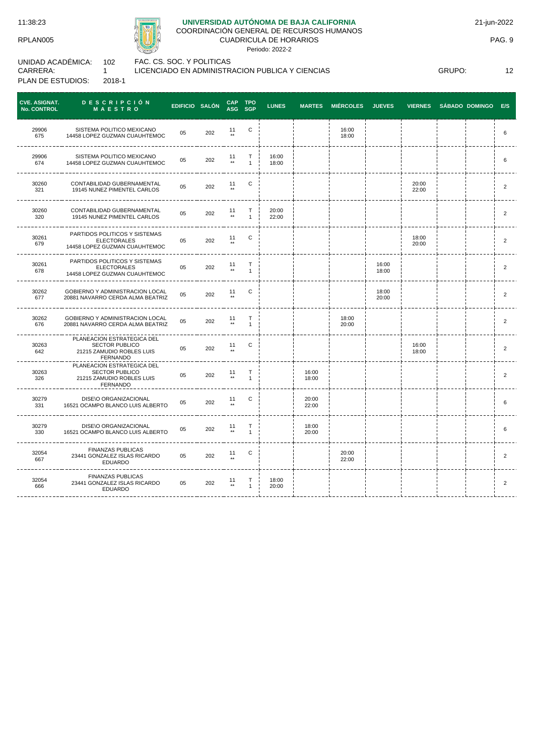**UNIVERSIDAD AUTÓNOMA DE BAJA CALIFORNIA**
COORDINACIÓN GENERAL DE RECURSOS HUMANOS
CUADRICULA DE HORARIOS
Periodo: 2022-2

11:38:23 | RPLAN005 | 21-jun-2022

UNIDAD ACADÉMICA: 102 FAC. CS. SOC. Y POLITICAS
CARRERA: 1 LICENCIADO EN ADMINISTRACION PUBLICA Y CIENCIAS GRUPO: 12
PLAN DE ESTUDIOS: 2018-1

| CVE. ASIGNAT. No. CONTROL | DESCRIPCIÓN MAESTRO | EDIFICIO | SALÓN | CAP ASG | TPO SGP | LUNES | MARTES | MIÉRCOLES | JUEVES | VIERNES | SÁBADO | DOMINGO | E/S |
|---|---|---|---|---|---|---|---|---|---|---|---|---|---|
| 29906 675 | SISTEMA POLITICO MEXICANO 14458 LOPEZ GUZMAN CUAUHTEMOC | 05 | 202 | 11 ** | C | | | 16:00 18:00 | | | | | 6 |
| 29906 674 | SISTEMA POLITICO MEXICANO 14458 LOPEZ GUZMAN CUAUHTEMOC | 05 | 202 | 11 ** | T 1 | 16:00 18:00 | | | | | | | 6 |
| 30260 321 | CONTABILIDAD GUBERNAMENTAL 19145 NUNEZ PIMENTEL CARLOS | 05 | 202 | 11 ** | C | | | | | 20:00 22:00 | | | 2 |
| 30260 320 | CONTABILIDAD GUBERNAMENTAL 19145 NUNEZ PIMENTEL CARLOS | 05 | 202 | 11 ** | T 1 | 20:00 22:00 | | | | | | | 2 |
| 30261 679 | PARTIDOS POLITICOS Y SISTEMAS ELECTORALES 14458 LOPEZ GUZMAN CUAUHTEMOC | 05 | 202 | 11 ** | C | | | | | 18:00 20:00 | | | 2 |
| 30261 678 | PARTIDOS POLITICOS Y SISTEMAS ELECTORALES 14458 LOPEZ GUZMAN CUAUHTEMOC | 05 | 202 | 11 ** | T 1 | | | | 16:00 18:00 | | | | 2 |
| 30262 677 | GOBIERNO Y ADMINISTRACION LOCAL 20881 NAVARRO CERDA ALMA BEATRIZ | 05 | 202 | 11 ** | C | | | | 18:00 20:00 | | | | 2 |
| 30262 676 | GOBIERNO Y ADMINISTRACION LOCAL 20881 NAVARRO CERDA ALMA BEATRIZ | 05 | 202 | 11 ** | T 1 | | | 18:00 20:00 | | | | | 2 |
| 30263 642 | PLANEACION ESTRATEGICA DEL SECTOR PUBLICO 21215 ZAMUDIO ROBLES LUIS FERNANDO | 05 | 202 | 11 ** | C | | | | | 16:00 18:00 | | | 2 |
| 30263 326 | PLANEACION ESTRATEGICA DEL SECTOR PUBLICO 21215 ZAMUDIO ROBLES LUIS FERNANDO | 05 | 202 | 11 ** | T 1 | | 16:00 18:00 | | | | | | 2 |
| 30279 331 | DISE\O ORGANIZACIONAL 16521 OCAMPO BLANCO LUIS ALBERTO | 05 | 202 | 11 ** | C | | 20:00 22:00 | | | | | | 6 |
| 30279 330 | DISE\O ORGANIZACIONAL 16521 OCAMPO BLANCO LUIS ALBERTO | 05 | 202 | 11 ** | T 1 | | 18:00 20:00 | | | | | | 6 |
| 32054 667 | FINANZAS PUBLICAS 23441 GONZALEZ ISLAS RICARDO EDUARDO | 05 | 202 | 11 ** | C | | | 20:00 22:00 | | | | | 2 |
| 32054 666 | FINANZAS PUBLICAS 23441 GONZALEZ ISLAS RICARDO EDUARDO | 05 | 202 | 11 ** | T 1 | 18:00 20:00 | | | | | | | 2 |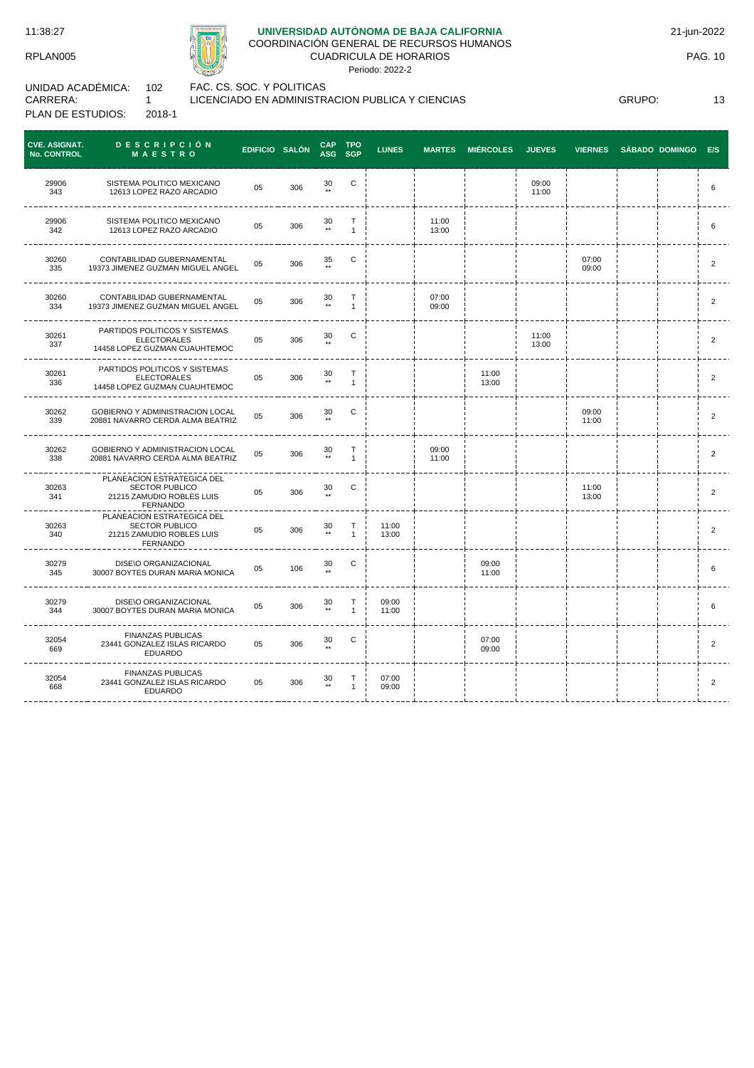**UNIVERSIDAD AUTÓNOMA DE BAJA CALIFORNIA**
COORDINACIÓN GENERAL DE RECURSOS HUMANOS
CUADRICULA DE HORARIOS
Periodo: 2022-2

11:38:27 | RPLAN005 | 21-jun-2022

UNIDAD ACADÉMICA: 102 FAC. CS. SOC. Y POLITICAS
CARRERA: 1 LICENCIADO EN ADMINISTRACION PUBLICA Y CIENCIAS
PLAN DE ESTUDIOS: 2018-1
GRUPO: 13

| CVE. ASIGNAT. No. CONTROL | DESCRIPCIÓN MAESTRO | EDIFICIO | SALÓN | CAP ASG | TPO SGP | LUNES | MARTES | MIÉRCOLES | JUEVES | VIERNES | SÁBADO | DOMINGO | E/S |
|---|---|---|---|---|---|---|---|---|---|---|---|---|---|
| 29906 343 | SISTEMA POLITICO MEXICANO 12613 LOPEZ RAZO ARCADIO | 05 | 306 | 30 ** | C | | | | 09:00 11:00 | | | | 6 |
| 29906 342 | SISTEMA POLITICO MEXICANO 12613 LOPEZ RAZO ARCADIO | 05 | 306 | 30 ** | T 1 | | 11:00 13:00 | | | | | | 6 |
| 30260 335 | CONTABILIDAD GUBERNAMENTAL 19373 JIMENEZ GUZMAN MIGUEL ANGEL | 05 | 306 | 35 ** | C | | | | | 07:00 09:00 | | | 2 |
| 30260 334 | CONTABILIDAD GUBERNAMENTAL 19373 JIMENEZ GUZMAN MIGUEL ANGEL | 05 | 306 | 30 ** | T 1 | | 07:00 09:00 | | | | | | 2 |
| 30261 337 | PARTIDOS POLITICOS Y SISTEMAS ELECTORALES 14458 LOPEZ GUZMAN CUAUHTEMOC | 05 | 306 | 30 ** | C | | | | 11:00 13:00 | | | | 2 |
| 30261 336 | PARTIDOS POLITICOS Y SISTEMAS ELECTORALES 14458 LOPEZ GUZMAN CUAUHTEMOC | 05 | 306 | 30 ** | T 1 | | | 11:00 13:00 | | | | | 2 |
| 30262 339 | GOBIERNO Y ADMINISTRACION LOCAL 20881 NAVARRO CERDA ALMA BEATRIZ | 05 | 306 | 30 ** | C | | | | | 09:00 11:00 | | | 2 |
| 30262 338 | GOBIERNO Y ADMINISTRACION LOCAL 20881 NAVARRO CERDA ALMA BEATRIZ | 05 | 306 | 30 ** | T 1 | | 09:00 11:00 | | | | | | 2 |
| 30263 341 | PLANEACION ESTRATEGICA DEL SECTOR PUBLICO 21215 ZAMUDIO ROBLES LUIS FERNANDO | 05 | 306 | 30 ** | C | | | | | 11:00 13:00 | | | 2 |
| 30263 340 | PLANEACION ESTRATEGICA DEL SECTOR PUBLICO 21215 ZAMUDIO ROBLES LUIS FERNANDO | 05 | 306 | 30 ** | T 1 | 11:00 13:00 | | | | | | | 2 |
| 30279 345 | DISE\O ORGANIZACIONAL 30007 BOYTES DURAN MARIA MONICA | 05 | 106 | 30 ** | C | | | 09:00 11:00 | | | | | 6 |
| 30279 344 | DISE\O ORGANIZACIONAL 30007 BOYTES DURAN MARIA MONICA | 05 | 306 | 30 ** | T 1 | 09:00 11:00 | | | | | | | 6 |
| 32054 669 | FINANZAS PUBLICAS 23441 GONZALEZ ISLAS RICARDO EDUARDO | 05 | 306 | 30 ** | C | | | 07:00 09:00 | | | | | 2 |
| 32054 668 | FINANZAS PUBLICAS 23441 GONZALEZ ISLAS RICARDO EDUARDO | 05 | 306 | 30 ** | T 1 | 07:00 09:00 | | | | | | | 2 |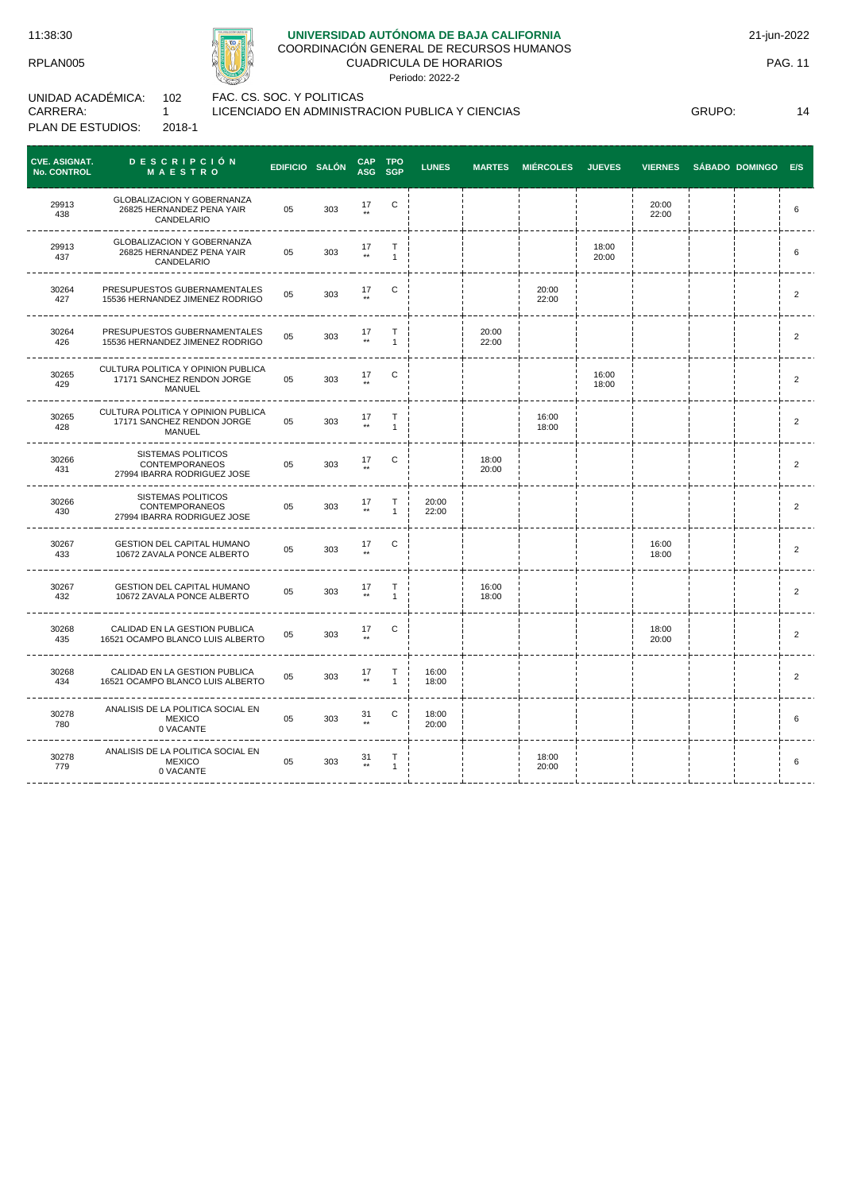11:38:30

RPLAN005

**UNIVERSIDAD AUTÓNOMA DE BAJA CALIFORNIA**

COORDINACIÓN GENERAL DE RECURSOS HUMANOS

CUADRICULA DE HORARIOS

Periodo: 2022-2

21-jun-2022

UNIDAD ACADÉMICA: 102 FAC. CS. SOC. Y POLITICAS

CARRERA: 1 LICENCIADO EN ADMINISTRACION PUBLICA Y CIENCIAS

GRUPO: 14

PLAN DE ESTUDIOS: 2018-1

| CVE. ASIGNAT. No. CONTROL | DESCRIPCIÓN MAESTRO | EDIFICIO | SALÓN | CAP ASG | TPO SGP | LUNES | MARTES | MIÉRCOLES | JUEVES | VIERNES | SÁBADO | DOMINGO | E/S |
|---|---|---|---|---|---|---|---|---|---|---|---|---|---|
| 29913 438 | GLOBALIZACION Y GOBERNANZA 26825 HERNANDEZ PENA YAIR CANDELARIO | 05 | 303 | 17 ** | C | | | | | 20:00 22:00 | | | 6 |
| 29913 437 | GLOBALIZACION Y GOBERNANZA 26825 HERNANDEZ PENA YAIR CANDELARIO | 05 | 303 | 17 ** | T 1 | | | | 18:00 20:00 | | | | 6 |
| 30264 427 | PRESUPUESTOS GUBERNAMENTALES 15536 HERNANDEZ JIMENEZ RODRIGO | 05 | 303 | 17 ** | C | | | 20:00 22:00 | | | | | 2 |
| 30264 426 | PRESUPUESTOS GUBERNAMENTALES 15536 HERNANDEZ JIMENEZ RODRIGO | 05 | 303 | 17 ** | T 1 | | 20:00 22:00 | | | | | | 2 |
| 30265 429 | CULTURA POLITICA Y OPINION PUBLICA 17171 SANCHEZ RENDON JORGE MANUEL | 05 | 303 | 17 ** | C | | | | 16:00 18:00 | | | | 2 |
| 30265 428 | CULTURA POLITICA Y OPINION PUBLICA 17171 SANCHEZ RENDON JORGE MANUEL | 05 | 303 | 17 ** | T 1 | | | 16:00 18:00 | | | | | 2 |
| 30266 431 | SISTEMAS POLITICOS CONTEMPORANEOS 27994 IBARRA RODRIGUEZ JOSE | 05 | 303 | 17 ** | C | | 18:00 20:00 | | | | | | 2 |
| 30266 430 | SISTEMAS POLITICOS CONTEMPORANEOS 27994 IBARRA RODRIGUEZ JOSE | 05 | 303 | 17 ** | T 1 | 20:00 22:00 | | | | | | | 2 |
| 30267 433 | GESTION DEL CAPITAL HUMANO 10672 ZAVALA PONCE ALBERTO | 05 | 303 | 17 ** | C | | | | | 16:00 18:00 | | | 2 |
| 30267 432 | GESTION DEL CAPITAL HUMANO 10672 ZAVALA PONCE ALBERTO | 05 | 303 | 17 ** | T 1 | | 16:00 18:00 | | | | | | 2 |
| 30268 435 | CALIDAD EN LA GESTION PUBLICA 16521 OCAMPO BLANCO LUIS ALBERTO | 05 | 303 | 17 ** | C | | | | | 18:00 20:00 | | | 2 |
| 30268 434 | CALIDAD EN LA GESTION PUBLICA 16521 OCAMPO BLANCO LUIS ALBERTO | 05 | 303 | 17 ** | T 1 | 16:00 18:00 | | | | | | | 2 |
| 30278 780 | ANALISIS DE LA POLITICA SOCIAL EN MEXICO 0 VACANTE | 05 | 303 | 31 ** | C | 18:00 20:00 | | | | | | | 6 |
| 30278 779 | ANALISIS DE LA POLITICA SOCIAL EN MEXICO 0 VACANTE | 05 | 303 | 31 ** | T 1 | | | 18:00 20:00 | | | | | 6 |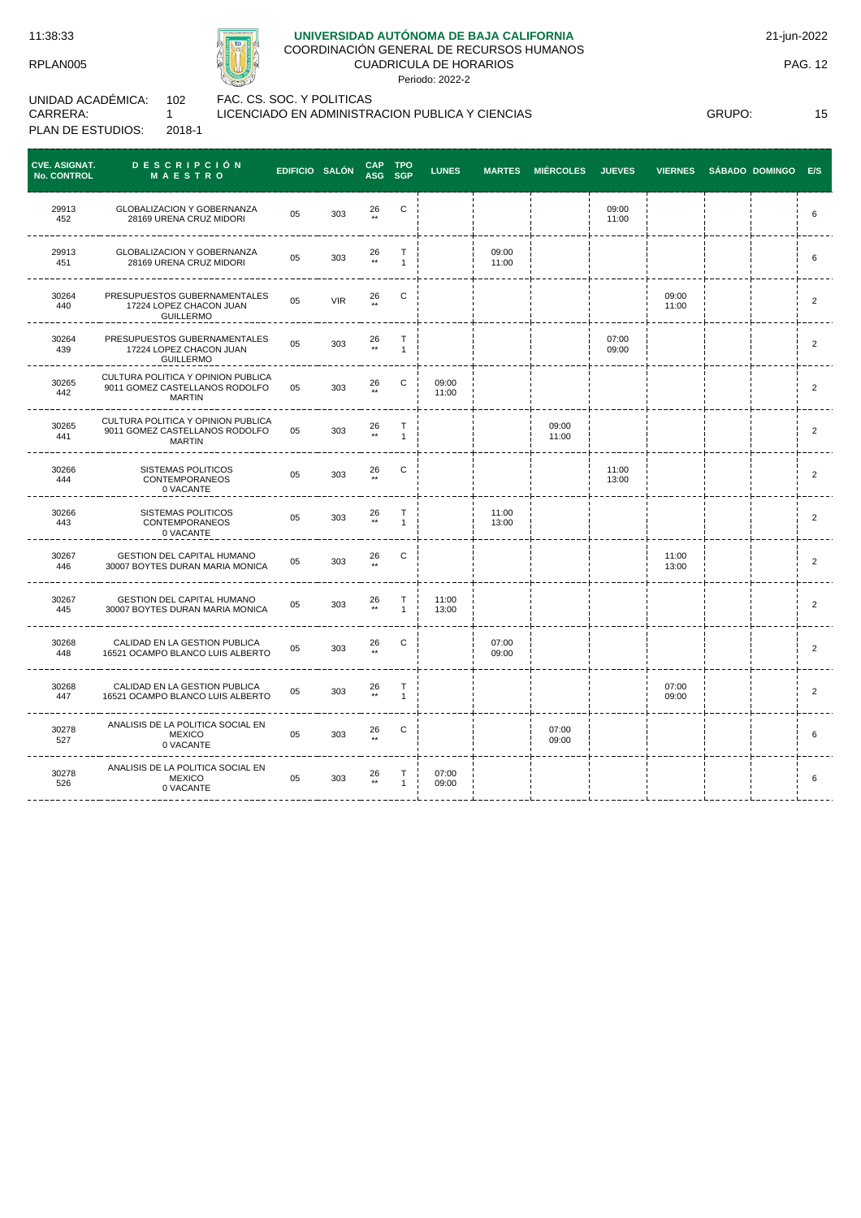# UNIVERSIDAD AUTÓNOMA DE BAJA CALIFORNIA

COORDINACIÓN GENERAL DE RECURSOS HUMANOS

CUADRICULA DE HORARIOS

Periodo: 2022-2

11:38:33 RPLAN005 21-jun-2022

UNIDAD ACADÉMICA: 102 FAC. CS. SOC. Y POLITICAS

CARRERA: 1 LICENCIADO EN ADMINISTRACION PUBLICA Y CIENCIAS GRUPO: 15

PLAN DE ESTUDIOS: 2018-1

| CVE. ASIGNAT. No. CONTROL | DESCRIPCIÓN MAESTRO | EDIFICIO | SALÓN | CAP ASG | TPO SGP | LUNES | MARTES | MIÉRCOLES | JUEVES | VIERNES | SÁBADO | DOMINGO | E/S |
|---|---|---|---|---|---|---|---|---|---|---|---|---|---|
| 29913 452 | GLOBALIZACION Y GOBERNANZA 28169 URENA CRUZ MIDORI | 05 | 303 | 26 ** | C | | | | 09:00 11:00 | | | | 6 |
| 29913 451 | GLOBALIZACION Y GOBERNANZA 28169 URENA CRUZ MIDORI | 05 | 303 | 26 ** | T 1 | | 09:00 11:00 | | | | | | 6 |
| 30264 440 | PRESUPUESTOS GUBERNAMENTALES 17224 LOPEZ CHACON JUAN GUILLERMO | 05 | VIR | 26 ** | C | | | | | 09:00 11:00 | | | 2 |
| 30264 439 | PRESUPUESTOS GUBERNAMENTALES 17224 LOPEZ CHACON JUAN GUILLERMO | 05 | 303 | 26 ** | T 1 | | | | 07:00 09:00 | | | | 2 |
| 30265 442 | CULTURA POLITICA Y OPINION PUBLICA 9011 GOMEZ CASTELLANOS RODOLFO MARTIN | 05 | 303 | 26 ** | C | 09:00 11:00 | | | | | | | 2 |
| 30265 441 | CULTURA POLITICA Y OPINION PUBLICA 9011 GOMEZ CASTELLANOS RODOLFO MARTIN | 05 | 303 | 26 ** | T 1 | | | 09:00 11:00 | | | | | 2 |
| 30266 444 | SISTEMAS POLITICOS CONTEMPORANEOS 0 VACANTE | 05 | 303 | 26 ** | C | | | | 11:00 13:00 | | | | 2 |
| 30266 443 | SISTEMAS POLITICOS CONTEMPORANEOS 0 VACANTE | 05 | 303 | 26 ** | T 1 | | 11:00 13:00 | | | | | | 2 |
| 30267 446 | GESTION DEL CAPITAL HUMANO 30007 BOYTES DURAN MARIA MONICA | 05 | 303 | 26 ** | C | | | | | 11:00 13:00 | | | 2 |
| 30267 445 | GESTION DEL CAPITAL HUMANO 30007 BOYTES DURAN MARIA MONICA | 05 | 303 | 26 ** | T 1 | 11:00 13:00 | | | | | | | 2 |
| 30268 448 | CALIDAD EN LA GESTION PUBLICA 16521 OCAMPO BLANCO LUIS ALBERTO | 05 | 303 | 26 ** | C | | 07:00 09:00 | | | | | | 2 |
| 30268 447 | CALIDAD EN LA GESTION PUBLICA 16521 OCAMPO BLANCO LUIS ALBERTO | 05 | 303 | 26 ** | T 1 | | | | | 07:00 09:00 | | | 2 |
| 30278 527 | ANALISIS DE LA POLITICA SOCIAL EN MEXICO 0 VACANTE | 05 | 303 | 26 ** | C | | | 07:00 09:00 | | | | | 6 |
| 30278 526 | ANALISIS DE LA POLITICA SOCIAL EN MEXICO 0 VACANTE | 05 | 303 | 26 ** | T 1 | 07:00 09:00 | | | | | | | 6 |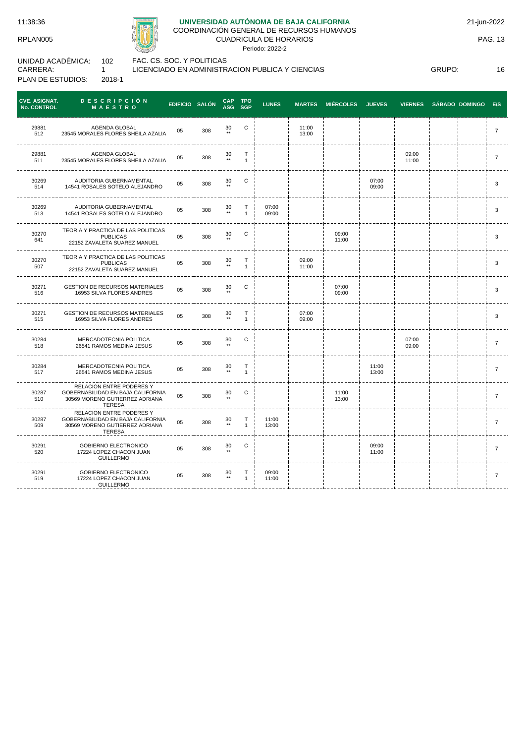**UNIVERSIDAD AUTÓNOMA DE BAJA CALIFORNIA**
COORDINACIÓN GENERAL DE RECURSOS HUMANOS
CUADRICULA DE HORARIOS
Periodo: 2022-2

11:38:36
RPLAN005
21-jun-2022

UNIDAD ACADÉMICA: 102 FAC. CS. SOC. Y POLITICAS
CARRERA: 1 LICENCIADO EN ADMINISTRACION PUBLICA Y CIENCIAS
PLAN DE ESTUDIOS: 2018-1
GRUPO: 16

| CVE. ASIGNAT. No. CONTROL | DESCRIPCIÓN MAESTRO | EDIFICIO | SALÓN | CAP ASG | TPO SGP | LUNES | MARTES | MIÉRCOLES | JUEVES | VIERNES | SÁBADO | DOMINGO | E/S |
|---|---|---|---|---|---|---|---|---|---|---|---|---|---|
| 29881 512 | AGENDA GLOBAL 23545 MORALES FLORES SHEILA AZALIA | 05 | 308 | 30 ** | C | | 11:00 13:00 | | | | | | 7 |
| 29881 511 | AGENDA GLOBAL 23545 MORALES FLORES SHEILA AZALIA | 05 | 308 | 30 ** | T 1 | | | | | 09:00 11:00 | | | 7 |
| 30269 514 | AUDITORIA GUBERNAMENTAL 14541 ROSALES SOTELO ALEJANDRO | 05 | 308 | 30 ** | C | | | | 07:00 09:00 | | | | 3 |
| 30269 513 | AUDITORIA GUBERNAMENTAL 14541 ROSALES SOTELO ALEJANDRO | 05 | 308 | 30 ** | T 1 | 07:00 09:00 | | | | | | | 3 |
| 30270 641 | TEORIA Y PRACTICA DE LAS POLITICAS PUBLICAS 22152 ZAVALETA SUAREZ MANUEL | 05 | 308 | 30 ** | C | | | 09:00 11:00 | | | | | 3 |
| 30270 507 | TEORIA Y PRACTICA DE LAS POLITICAS PUBLICAS 22152 ZAVALETA SUAREZ MANUEL | 05 | 308 | 30 ** | T 1 | | 09:00 11:00 | | | | | | 3 |
| 30271 516 | GESTION DE RECURSOS MATERIALES 16953 SILVA FLORES ANDRES | 05 | 308 | 30 ** | C | | | 07:00 09:00 | | | | | 3 |
| 30271 515 | GESTION DE RECURSOS MATERIALES 16953 SILVA FLORES ANDRES | 05 | 308 | 30 ** | T 1 | | 07:00 09:00 | | | | | | 3 |
| 30284 518 | MERCADOTECNIA POLITICA 26541 RAMOS MEDINA JESUS | 05 | 308 | 30 ** | C | | | | | 07:00 09:00 | | | 7 |
| 30284 517 | MERCADOTECNIA POLITICA 26541 RAMOS MEDINA JESUS | 05 | 308 | 30 ** | T 1 | | | | 11:00 13:00 | | | | 7 |
| 30287 510 | RELACION ENTRE PODERES Y GOBERNABILIDAD EN BAJA CALIFORNIA 30569 MORENO GUTIERREZ ADRIANA TERESA | 05 | 308 | 30 ** | C | | | 11:00 13:00 | | | | | 7 |
| 30287 509 | RELACION ENTRE PODERES Y GOBERNABILIDAD EN BAJA CALIFORNIA 30569 MORENO GUTIERREZ ADRIANA TERESA | 05 | 308 | 30 ** | T 1 | 11:00 13:00 | | | | | | | 7 |
| 30291 520 | GOBIERNO ELECTRONICO 17224 LOPEZ CHACON JUAN GUILLERMO | 05 | 308 | 30 ** | C | | | | 09:00 11:00 | | | | 7 |
| 30291 519 | GOBIERNO ELECTRONICO 17224 LOPEZ CHACON JUAN GUILLERMO | 05 | 308 | 30 ** | T 1 | 09:00 11:00 | | | | | | | 7 |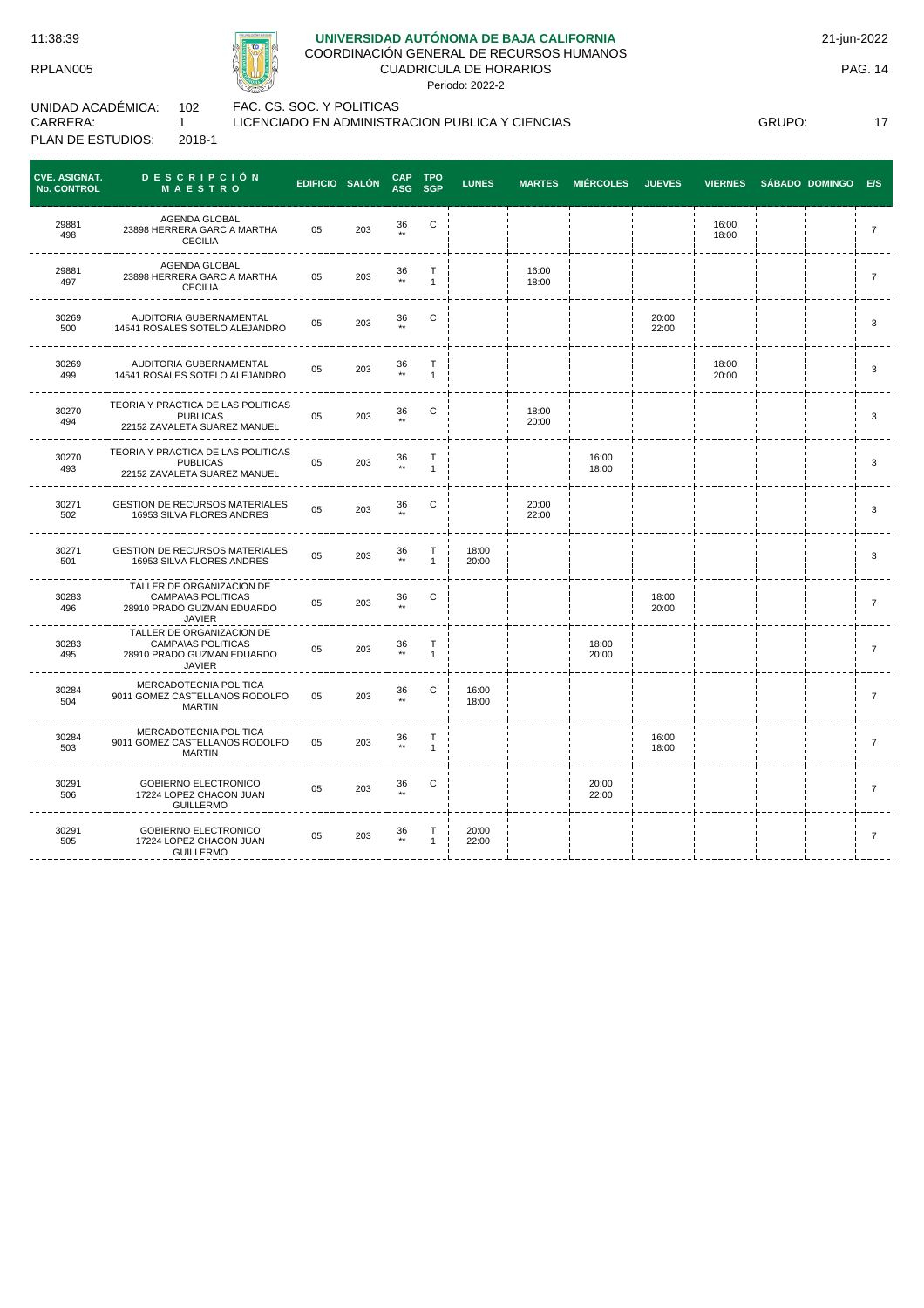## UNIVERSIDAD AUTÓNOMA DE BAJA CALIFORNIA

COORDINACIÓN GENERAL DE RECURSOS HUMANOS
CUADRICULA DE HORARIOS
Periodo: 2022-2

11:38:39
RPLAN005
21-jun-2022

UNIDAD ACADÉMICA: 102 FAC. CS. SOC. Y POLITICAS
CARRERA: 1 LICENCIADO EN ADMINISTRACION PUBLICA Y CIENCIAS
PLAN DE ESTUDIOS: 2018-1
GRUPO: 17

| CVE. ASIGNAT. No. CONTROL | DESCRIPCIÓN MAESTRO | EDIFICIO | SALÓN | CAP ASG | TPO SGP | LUNES | MARTES | MIÉRCOLES | JUEVES | VIERNES | SÁBADO | DOMINGO | E/S |
|---|---|---|---|---|---|---|---|---|---|---|---|---|---|
| 29881 498 | AGENDA GLOBAL 23898 HERRERA GARCIA MARTHA CECILIA | 05 | 203 | 36 ** | C | | | | | 16:00 18:00 | | | 7 |
| 29881 497 | AGENDA GLOBAL 23898 HERRERA GARCIA MARTHA CECILIA | 05 | 203 | 36 ** | T 1 | | 16:00 18:00 | | | | | | 7 |
| 30269 500 | AUDITORIA GUBERNAMENTAL 14541 ROSALES SOTELO ALEJANDRO | 05 | 203 | 36 ** | C | | | | 20:00 22:00 | | | | 3 |
| 30269 499 | AUDITORIA GUBERNAMENTAL 14541 ROSALES SOTELO ALEJANDRO | 05 | 203 | 36 ** | T 1 | | | | | 18:00 20:00 | | | 3 |
| 30270 494 | TEORIA Y PRACTICA DE LAS POLITICAS PUBLICAS 22152 ZAVALETA SUAREZ MANUEL | 05 | 203 | 36 ** | C | | 18:00 20:00 | | | | | | 3 |
| 30270 493 | TEORIA Y PRACTICA DE LAS POLITICAS PUBLICAS 22152 ZAVALETA SUAREZ MANUEL | 05 | 203 | 36 ** | T 1 | | | 16:00 18:00 | | | | | 3 |
| 30271 502 | GESTION DE RECURSOS MATERIALES 16953 SILVA FLORES ANDRES | 05 | 203 | 36 ** | C | | 20:00 22:00 | | | | | | 3 |
| 30271 501 | GESTION DE RECURSOS MATERIALES 16953 SILVA FLORES ANDRES | 05 | 203 | 36 ** | T 1 | 18:00 20:00 | | | | | | | 3 |
| 30283 496 | TALLER DE ORGANIZACION DE CAMPA\AS POLITICAS 28910 PRADO GUZMAN EDUARDO JAVIER | 05 | 203 | 36 ** | C | | | | 18:00 20:00 | | | | 7 |
| 30283 495 | TALLER DE ORGANIZACION DE CAMPA\AS POLITICAS 28910 PRADO GUZMAN EDUARDO JAVIER | 05 | 203 | 36 ** | T 1 | | | 18:00 20:00 | | | | | 7 |
| 30284 504 | MERCADOTECNIA POLITICA 9011 GOMEZ CASTELLANOS RODOLFO MARTIN | 05 | 203 | 36 ** | C | 16:00 18:00 | | | | | | | 7 |
| 30284 503 | MERCADOTECNIA POLITICA 9011 GOMEZ CASTELLANOS RODOLFO MARTIN | 05 | 203 | 36 ** | T 1 | | | | 16:00 18:00 | | | | 7 |
| 30291 506 | GOBIERNO ELECTRONICO 17224 LOPEZ CHACON JUAN GUILLERMO | 05 | 203 | 36 ** | C | | | 20:00 22:00 | | | | | 7 |
| 30291 505 | GOBIERNO ELECTRONICO 17224 LOPEZ CHACON JUAN GUILLERMO | 05 | 203 | 36 ** | T 1 | 20:00 22:00 | | | | | | | 7 |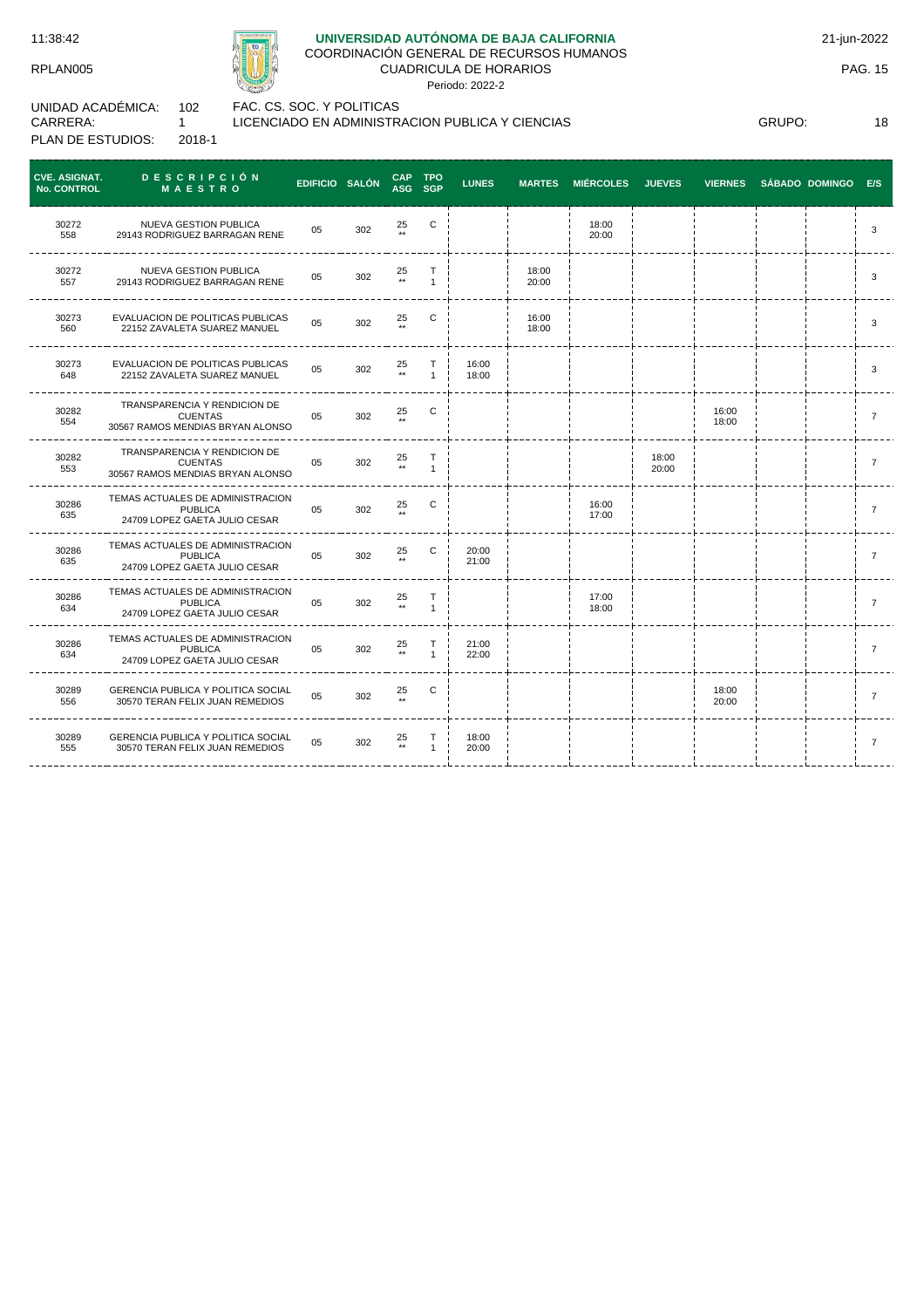**UNIVERSIDAD AUTÓNOMA DE BAJA CALIFORNIA**
COORDINACIÓN GENERAL DE RECURSOS HUMANOS
CUADRICULA DE HORARIOS
Periodo: 2022-2

11:38:42 | RPLAN005 | 21-jun-2022

UNIDAD ACADÉMICA: 102 FAC. CS. SOC. Y POLITICAS
CARRERA: 1 LICENCIADO EN ADMINISTRACION PUBLICA Y CIENCIAS GRUPO: 18
PLAN DE ESTUDIOS: 2018-1

| CVE. ASIGNAT. No. CONTROL | DESCRIPCIÓN MAESTRO | EDIFICIO | SALÓN | CAP ASG | TPO SGP | LUNES | MARTES | MIÉRCOLES | JUEVES | VIERNES | SÁBADO | DOMINGO | E/S |
|---|---|---|---|---|---|---|---|---|---|---|---|---|---|
| 30272 558 | NUEVA GESTION PUBLICA 29143 RODRIGUEZ BARRAGAN RENE | 05 | 302 | 25 ** | C | | | 18:00 20:00 | | | | | 3 |
| 30272 557 | NUEVA GESTION PUBLICA 29143 RODRIGUEZ BARRAGAN RENE | 05 | 302 | 25 ** | T 1 | | 18:00 20:00 | | | | | | 3 |
| 30273 560 | EVALUACION DE POLITICAS PUBLICAS 22152 ZAVALETA SUAREZ MANUEL | 05 | 302 | 25 ** | C | | 16:00 18:00 | | | | | | 3 |
| 30273 648 | EVALUACION DE POLITICAS PUBLICAS 22152 ZAVALETA SUAREZ MANUEL | 05 | 302 | 25 ** | T 1 | 16:00 18:00 | | | | | | | 3 |
| 30282 554 | TRANSPARENCIA Y RENDICION DE CUENTAS 30567 RAMOS MENDIAS BRYAN ALONSO | 05 | 302 | 25 ** | C | | | | | 16:00 18:00 | | | 7 |
| 30282 553 | TRANSPARENCIA Y RENDICION DE CUENTAS 30567 RAMOS MENDIAS BRYAN ALONSO | 05 | 302 | 25 ** | T 1 | | | | 18:00 20:00 | | | | 7 |
| 30286 635 | TEMAS ACTUALES DE ADMINISTRACION PUBLICA 24709 LOPEZ GAETA JULIO CESAR | 05 | 302 | 25 ** | C | | | 16:00 17:00 | | | | | 7 |
| 30286 635 | TEMAS ACTUALES DE ADMINISTRACION PUBLICA 24709 LOPEZ GAETA JULIO CESAR | 05 | 302 | 25 ** | C | 20:00 21:00 | | | | | | | 7 |
| 30286 634 | TEMAS ACTUALES DE ADMINISTRACION PUBLICA 24709 LOPEZ GAETA JULIO CESAR | 05 | 302 | 25 ** | T 1 | | | 17:00 18:00 | | | | | 7 |
| 30286 634 | TEMAS ACTUALES DE ADMINISTRACION PUBLICA 24709 LOPEZ GAETA JULIO CESAR | 05 | 302 | 25 ** | T 1 | 21:00 22:00 | | | | | | | 7 |
| 30289 556 | GERENCIA PUBLICA Y POLITICA SOCIAL 30570 TERAN FELIX JUAN REMEDIOS | 05 | 302 | 25 ** | C | | | | | 18:00 20:00 | | | 7 |
| 30289 555 | GERENCIA PUBLICA Y POLITICA SOCIAL 30570 TERAN FELIX JUAN REMEDIOS | 05 | 302 | 25 ** | T 1 | 18:00 20:00 | | | | | | | 7 |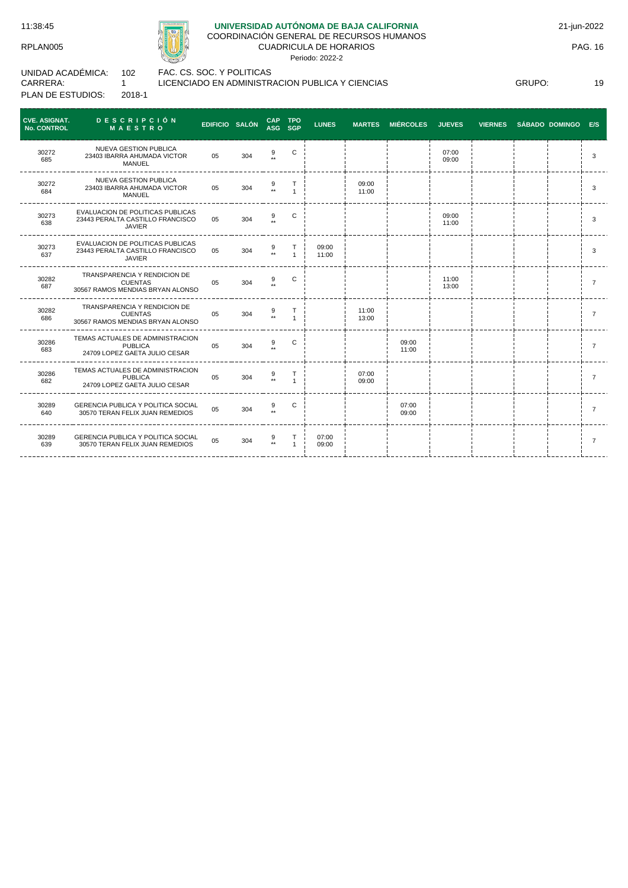**UNIVERSIDAD AUTÓNOMA DE BAJA CALIFORNIA**
COORDINACIÓN GENERAL DE RECURSOS HUMANOS
CUADRICULA DE HORARIOS
Periodo: 2022-2

11:38:45
RPLAN005
21-jun-2022

UNIDAD ACADÉMICA: 102 FAC. CS. SOC. Y POLITICAS
CARRERA: 1 LICENCIADO EN ADMINISTRACION PUBLICA Y CIENCIAS
PLAN DE ESTUDIOS: 2018-1
GRUPO: 19

| CVE. ASIGNAT. No. CONTROL | DESCRIPCIÓN MAESTRO | EDIFICIO | SALÓN | CAP ASG | TPO SGP | LUNES | MARTES | MIÉRCOLES | JUEVES | VIERNES | SÁBADO | DOMINGO | E/S |
|---|---|---|---|---|---|---|---|---|---|---|---|---|---|
| 30272 685 | NUEVA GESTION PUBLICA 23403 IBARRA AHUMADA VICTOR MANUEL | 05 | 304 | 9 ** | C | | | | 07:00 09:00 | | | | 3 |
| 30272 684 | NUEVA GESTION PUBLICA 23403 IBARRA AHUMADA VICTOR MANUEL | 05 | 304 | 9 ** | T 1 | | 09:00 11:00 | | | | | | 3 |
| 30273 638 | EVALUACION DE POLITICAS PUBLICAS 23443 PERALTA CASTILLO FRANCISCO JAVIER | 05 | 304 | 9 ** | C | | | | 09:00 11:00 | | | | 3 |
| 30273 637 | EVALUACION DE POLITICAS PUBLICAS 23443 PERALTA CASTILLO FRANCISCO JAVIER | 05 | 304 | 9 ** | T 1 | 09:00 11:00 | | | | | | | 3 |
| 30282 687 | TRANSPARENCIA Y RENDICION DE CUENTAS 30567 RAMOS MENDIAS BRYAN ALONSO | 05 | 304 | 9 ** | C | | | | 11:00 13:00 | | | | 7 |
| 30282 686 | TRANSPARENCIA Y RENDICION DE CUENTAS 30567 RAMOS MENDIAS BRYAN ALONSO | 05 | 304 | 9 ** | T 1 | | 11:00 13:00 | | | | | | 7 |
| 30286 683 | TEMAS ACTUALES DE ADMINISTRACION PUBLICA 24709 LOPEZ GAETA JULIO CESAR | 05 | 304 | 9 ** | C | | | 09:00 11:00 | | | | | 7 |
| 30286 682 | TEMAS ACTUALES DE ADMINISTRACION PUBLICA 24709 LOPEZ GAETA JULIO CESAR | 05 | 304 | 9 ** | T 1 | | 07:00 09:00 | | | | | | 7 |
| 30289 640 | GERENCIA PUBLICA Y POLITICA SOCIAL 30570 TERAN FELIX JUAN REMEDIOS | 05 | 304 | 9 ** | C | | | 07:00 09:00 | | | | | 7 |
| 30289 639 | GERENCIA PUBLICA Y POLITICA SOCIAL 30570 TERAN FELIX JUAN REMEDIOS | 05 | 304 | 9 ** | T 1 | 07:00 09:00 | | | | | | | 7 |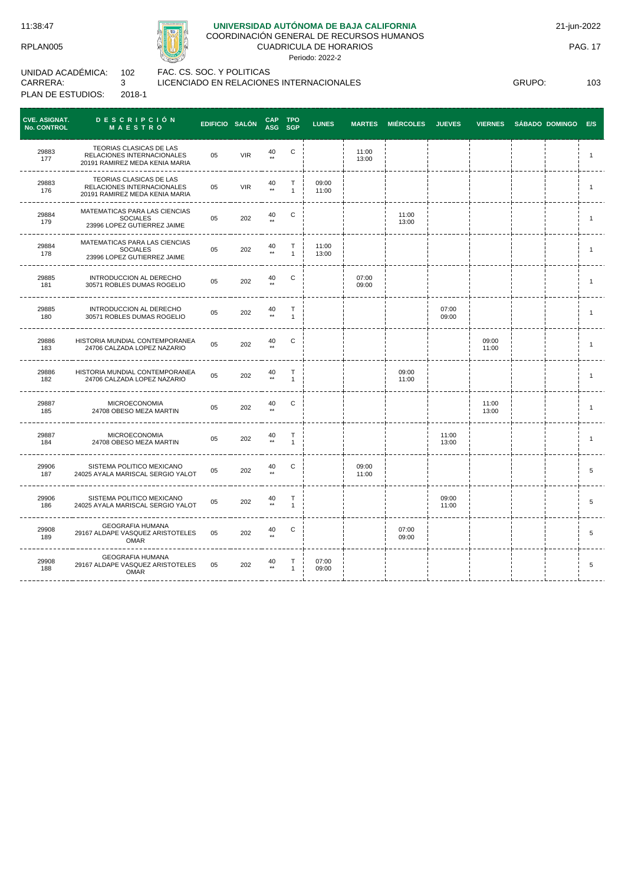**UNIVERSIDAD AUTÓNOMA DE BAJA CALIFORNIA**
COORDINACIÓN GENERAL DE RECURSOS HUMANOS
CUADRICULA DE HORARIOS
Periodo: 2022-2

11:38:47 — 21-jun-2022
RPLAN005

UNIDAD ACADÉMICA: 102 FAC. CS. SOC. Y POLITICAS
CARRERA: 3 LICENCIADO EN RELACIONES INTERNACIONALES — GRUPO: 103
PLAN DE ESTUDIOS: 2018-1

| CVE. ASIGNAT. No. CONTROL | DESCRIPCIÓN MAESTRO | EDIFICIO | SALÓN | CAP ASG | TPO SGP | LUNES | MARTES | MIÉRCOLES | JUEVES | VIERNES | SÁBADO | DOMINGO | E/S |
|---|---|---|---|---|---|---|---|---|---|---|---|---|---|
| 29883 177 | TEORIAS CLASICAS DE LAS RELACIONES INTERNACIONALES 20191 RAMIREZ MEDA KENIA MARIA | 05 | VIR | 40 ** | C | | 11:00 13:00 | | | | | | 1 |
| 29883 176 | TEORIAS CLASICAS DE LAS RELACIONES INTERNACIONALES 20191 RAMIREZ MEDA KENIA MARIA | 05 | VIR | 40 ** | T 1 | 09:00 11:00 | | | | | | | 1 |
| 29884 179 | MATEMATICAS PARA LAS CIENCIAS SOCIALES 23996 LOPEZ GUTIERREZ JAIME | 05 | 202 | 40 ** | C | | | 11:00 13:00 | | | | | 1 |
| 29884 178 | MATEMATICAS PARA LAS CIENCIAS SOCIALES 23996 LOPEZ GUTIERREZ JAIME | 05 | 202 | 40 ** | T 1 | 11:00 13:00 | | | | | | | 1 |
| 29885 181 | INTRODUCCION AL DERECHO 30571 ROBLES DUMAS ROGELIO | 05 | 202 | 40 ** | C | | 07:00 09:00 | | | | | | 1 |
| 29885 180 | INTRODUCCION AL DERECHO 30571 ROBLES DUMAS ROGELIO | 05 | 202 | 40 ** | T 1 | | | | 07:00 09:00 | | | | 1 |
| 29886 183 | HISTORIA MUNDIAL CONTEMPORANEA 24706 CALZADA LOPEZ NAZARIO | 05 | 202 | 40 ** | C | | | | | 09:00 11:00 | | | 1 |
| 29886 182 | HISTORIA MUNDIAL CONTEMPORANEA 24706 CALZADA LOPEZ NAZARIO | 05 | 202 | 40 ** | T 1 | | | 09:00 11:00 | | | | | 1 |
| 29887 185 | MICROECONOMIA 24708 OBESO MEZA MARTIN | 05 | 202 | 40 ** | C | | | | | 11:00 13:00 | | | 1 |
| 29887 184 | MICROECONOMIA 24708 OBESO MEZA MARTIN | 05 | 202 | 40 ** | T 1 | | | | 11:00 13:00 | | | | 1 |
| 29906 187 | SISTEMA POLITICO MEXICANO 24025 AYALA MARISCAL SERGIO YALOT | 05 | 202 | 40 ** | C | | 09:00 11:00 | | | | | | 5 |
| 29906 186 | SISTEMA POLITICO MEXICANO 24025 AYALA MARISCAL SERGIO YALOT | 05 | 202 | 40 ** | T 1 | | | | 09:00 11:00 | | | | 5 |
| 29908 189 | GEOGRAFIA HUMANA 29167 ALDAPE VASQUEZ ARISTOTELES OMAR | 05 | 202 | 40 ** | C | | | 07:00 09:00 | | | | | 5 |
| 29908 188 | GEOGRAFIA HUMANA 29167 ALDAPE VASQUEZ ARISTOTELES OMAR | 05 | 202 | 40 ** | T 1 | 07:00 09:00 | | | | | | | 5 |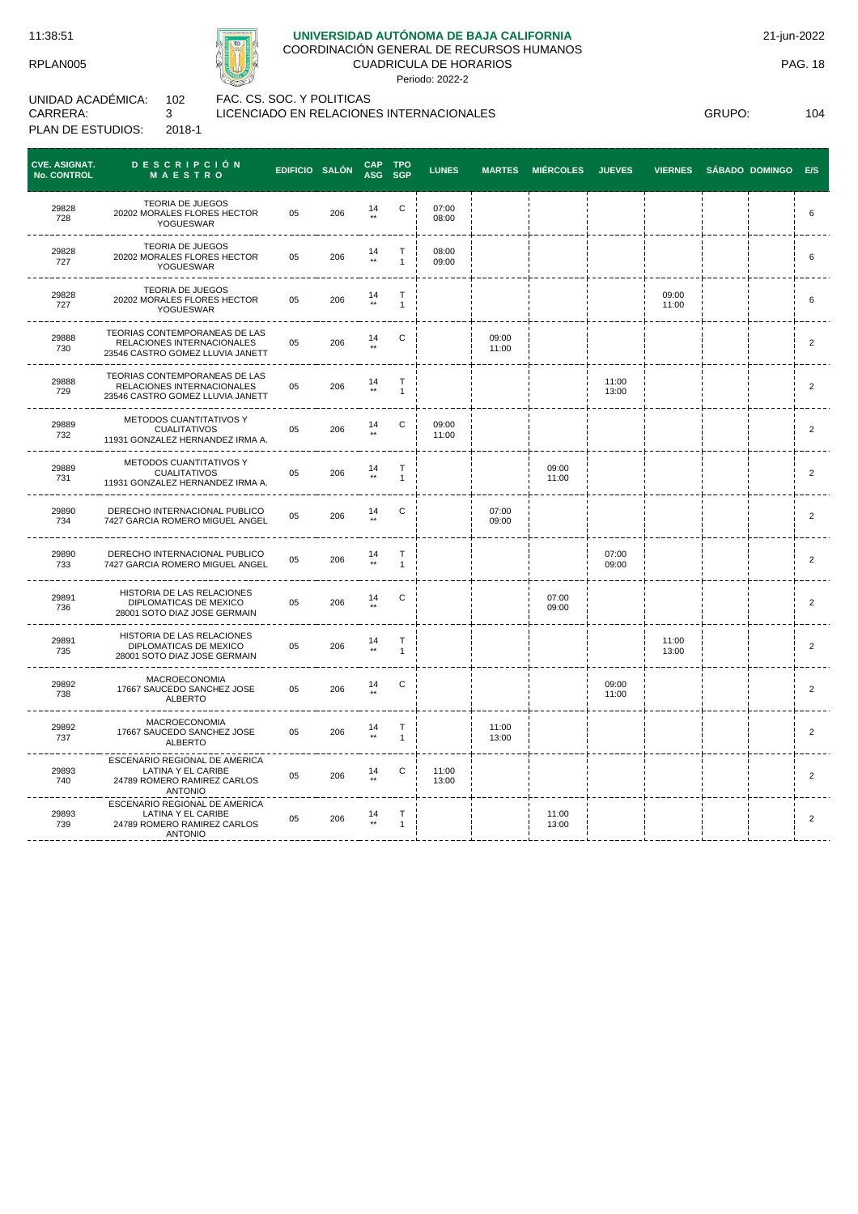11:38:51 **UNIVERSIDAD AUTÓNOMA DE BAJA CALIFORNIA** 21-jun-2022

RPLAN005 COORDINACIÓN GENERAL DE RECURSOS HUMANOS

CUADRICULA DE HORARIOS

Periodo: 2022-2

UNIDAD ACADÉMICA: 102 FAC. CS. SOC. Y POLITICAS

CARRERA: 3 LICENCIADO EN RELACIONES INTERNACIONALES GRUPO: 104

PLAN DE ESTUDIOS: 2018-1

| CVE. ASIGNAT. No. CONTROL | DESCRIPCIÓN MAESTRO | EDIFICIO | SALÓN | CAP ASG | TPO SGP | LUNES | MARTES | MIÉRCOLES | JUEVES | VIERNES | SÁBADO | DOMINGO | E/S |
|---|---|---|---|---|---|---|---|---|---|---|---|---|---|
| 29828 728 | TEORIA DE JUEGOS 20202 MORALES FLORES HECTOR YOGUESWAR | 05 | 206 | 14 ** | C | 07:00 08:00 | | | | | | | 6 |
| 29828 727 | TEORIA DE JUEGOS 20202 MORALES FLORES HECTOR YOGUESWAR | 05 | 206 | 14 ** | T 1 | 08:00 09:00 | | | | | | | 6 |
| 29828 727 | TEORIA DE JUEGOS 20202 MORALES FLORES HECTOR YOGUESWAR | 05 | 206 | 14 ** | T 1 | | | | | 09:00 11:00 | | | 6 |
| 29888 730 | TEORIAS CONTEMPORANEAS DE LAS RELACIONES INTERNACIONALES 23546 CASTRO GOMEZ LLUVIA JANETT | 05 | 206 | 14 ** | C | | 09:00 11:00 | | | | | | 2 |
| 29888 729 | TEORIAS CONTEMPORANEAS DE LAS RELACIONES INTERNACIONALES 23546 CASTRO GOMEZ LLUVIA JANETT | 05 | 206 | 14 ** | T 1 | | | | 11:00 13:00 | | | | 2 |
| 29889 732 | METODOS CUANTITATIVOS Y CUALITATIVOS 11931 GONZALEZ HERNANDEZ IRMA A. | 05 | 206 | 14 ** | C | 09:00 11:00 | | | | | | | 2 |
| 29889 731 | METODOS CUANTITATIVOS Y CUALITATIVOS 11931 GONZALEZ HERNANDEZ IRMA A. | 05 | 206 | 14 ** | T 1 | | | 09:00 11:00 | | | | | 2 |
| 29890 734 | DERECHO INTERNACIONAL PUBLICO 7427 GARCIA ROMERO MIGUEL ANGEL | 05 | 206 | 14 ** | C | | 07:00 09:00 | | | | | | 2 |
| 29890 733 | DERECHO INTERNACIONAL PUBLICO 7427 GARCIA ROMERO MIGUEL ANGEL | 05 | 206 | 14 ** | T 1 | | | | 07:00 09:00 | | | | 2 |
| 29891 736 | HISTORIA DE LAS RELACIONES DIPLOMATICAS DE MEXICO 28001 SOTO DIAZ JOSE GERMAIN | 05 | 206 | 14 ** | C | | | 07:00 09:00 | | | | | 2 |
| 29891 735 | HISTORIA DE LAS RELACIONES DIPLOMATICAS DE MEXICO 28001 SOTO DIAZ JOSE GERMAIN | 05 | 206 | 14 ** | T 1 | | | | | 11:00 13:00 | | | 2 |
| 29892 738 | MACROECONOMIA 17667 SAUCEDO SANCHEZ JOSE ALBERTO | 05 | 206 | 14 ** | C | | | | 09:00 11:00 | | | | 2 |
| 29892 737 | MACROECONOMIA 17667 SAUCEDO SANCHEZ JOSE ALBERTO | 05 | 206 | 14 ** | T 1 | | 11:00 13:00 | | | | | | 2 |
| 29893 740 | ESCENARIO REGIONAL DE AMERICA LATINA Y EL CARIBE 24789 ROMERO RAMIREZ CARLOS ANTONIO | 05 | 206 | 14 ** | C | 11:00 13:00 | | | | | | | 2 |
| 29893 739 | ESCENARIO REGIONAL DE AMERICA LATINA Y EL CARIBE 24789 ROMERO RAMIREZ CARLOS ANTONIO | 05 | 206 | 14 ** | T 1 | | | 11:00 13:00 | | | | | 2 |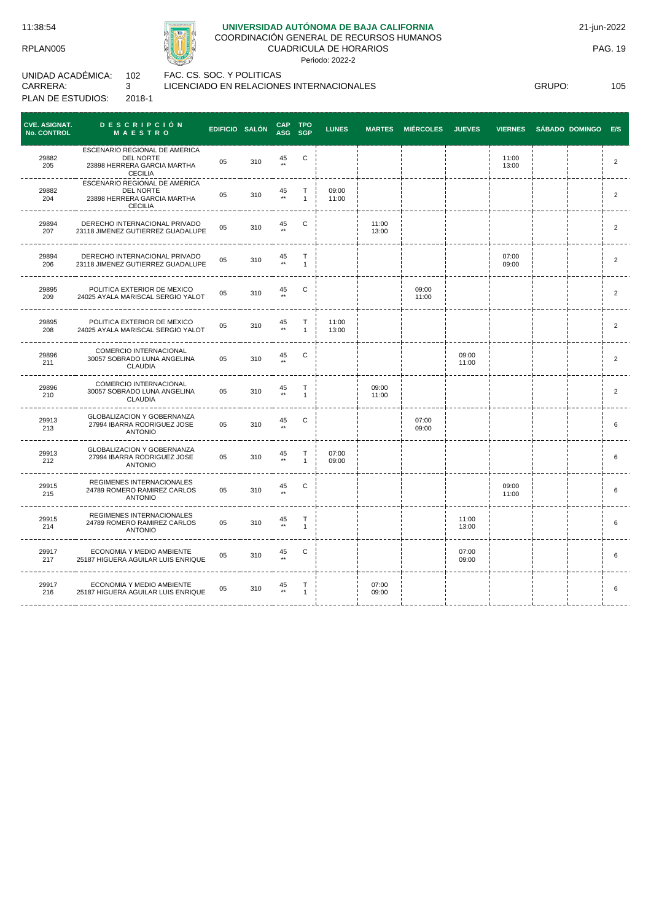## UNIVERSIDAD AUTÓNOMA DE BAJA CALIFORNIA

COORDINACIÓN GENERAL DE RECURSOS HUMANOS

CUADRICULA DE HORARIOS

Periodo: 2022-2

11:38:54

RPLAN005

21-jun-2022

UNIDAD ACADÉMICA: 102 FAC. CS. SOC. Y POLITICAS

CARRERA: 3 LICENCIADO EN RELACIONES INTERNACIONALES

GRUPO: 105

PLAN DE ESTUDIOS: 2018-1

| CVE. ASIGNAT. No. CONTROL | DESCRIPCIÓN MAESTRO | EDIFICIO | SALÓN | CAP ASG | TPO SGP | LUNES | MARTES | MIÉRCOLES | JUEVES | VIERNES | SÁBADO | DOMINGO | E/S |
|---|---|---|---|---|---|---|---|---|---|---|---|---|---|
| 29882 205 | ESCENARIO REGIONAL DE AMERICA DEL NORTE 23898 HERRERA GARCIA MARTHA CECILIA | 05 | 310 | 45 ** | C | | | | | 11:00 13:00 | | | 2 |
| 29882 204 | ESCENARIO REGIONAL DE AMERICA DEL NORTE 23898 HERRERA GARCIA MARTHA CECILIA | 05 | 310 | 45 ** | T 1 | 09:00 11:00 | | | | | | | 2 |
| 29894 207 | DERECHO INTERNACIONAL PRIVADO 23118 JIMENEZ GUTIERREZ GUADALUPE | 05 | 310 | 45 ** | C | | 11:00 13:00 | | | | | | 2 |
| 29894 206 | DERECHO INTERNACIONAL PRIVADO 23118 JIMENEZ GUTIERREZ GUADALUPE | 05 | 310 | 45 ** | T 1 | | | | | 07:00 09:00 | | | 2 |
| 29895 209 | POLITICA EXTERIOR DE MEXICO 24025 AYALA MARISCAL SERGIO YALOT | 05 | 310 | 45 ** | C | | | 09:00 11:00 | | | | | 2 |
| 29895 208 | POLITICA EXTERIOR DE MEXICO 24025 AYALA MARISCAL SERGIO YALOT | 05 | 310 | 45 ** | T 1 | 11:00 13:00 | | | | | | | 2 |
| 29896 211 | COMERCIO INTERNACIONAL 30057 SOBRADO LUNA ANGELINA CLAUDIA | 05 | 310 | 45 ** | C | | | | 09:00 11:00 | | | | 2 |
| 29896 210 | COMERCIO INTERNACIONAL 30057 SOBRADO LUNA ANGELINA CLAUDIA | 05 | 310 | 45 ** | T 1 | | 09:00 11:00 | | | | | | 2 |
| 29913 213 | GLOBALIZACION Y GOBERNANZA 27994 IBARRA RODRIGUEZ JOSE ANTONIO | 05 | 310 | 45 ** | C | | | 07:00 09:00 | | | | | 6 |
| 29913 212 | GLOBALIZACION Y GOBERNANZA 27994 IBARRA RODRIGUEZ JOSE ANTONIO | 05 | 310 | 45 ** | T 1 | 07:00 09:00 | | | | | | | 6 |
| 29915 215 | REGIMENES INTERNACIONALES 24789 ROMERO RAMIREZ CARLOS ANTONIO | 05 | 310 | 45 ** | C | | | | | 09:00 11:00 | | | 6 |
| 29915 214 | REGIMENES INTERNACIONALES 24789 ROMERO RAMIREZ CARLOS ANTONIO | 05 | 310 | 45 ** | T 1 | | | | 11:00 13:00 | | | | 6 |
| 29917 217 | ECONOMIA Y MEDIO AMBIENTE 25187 HIGUERA AGUILAR LUIS ENRIQUE | 05 | 310 | 45 ** | C | | | | 07:00 09:00 | | | | 6 |
| 29917 216 | ECONOMIA Y MEDIO AMBIENTE 25187 HIGUERA AGUILAR LUIS ENRIQUE | 05 | 310 | 45 ** | T 1 | | 07:00 09:00 | | | | | | 6 |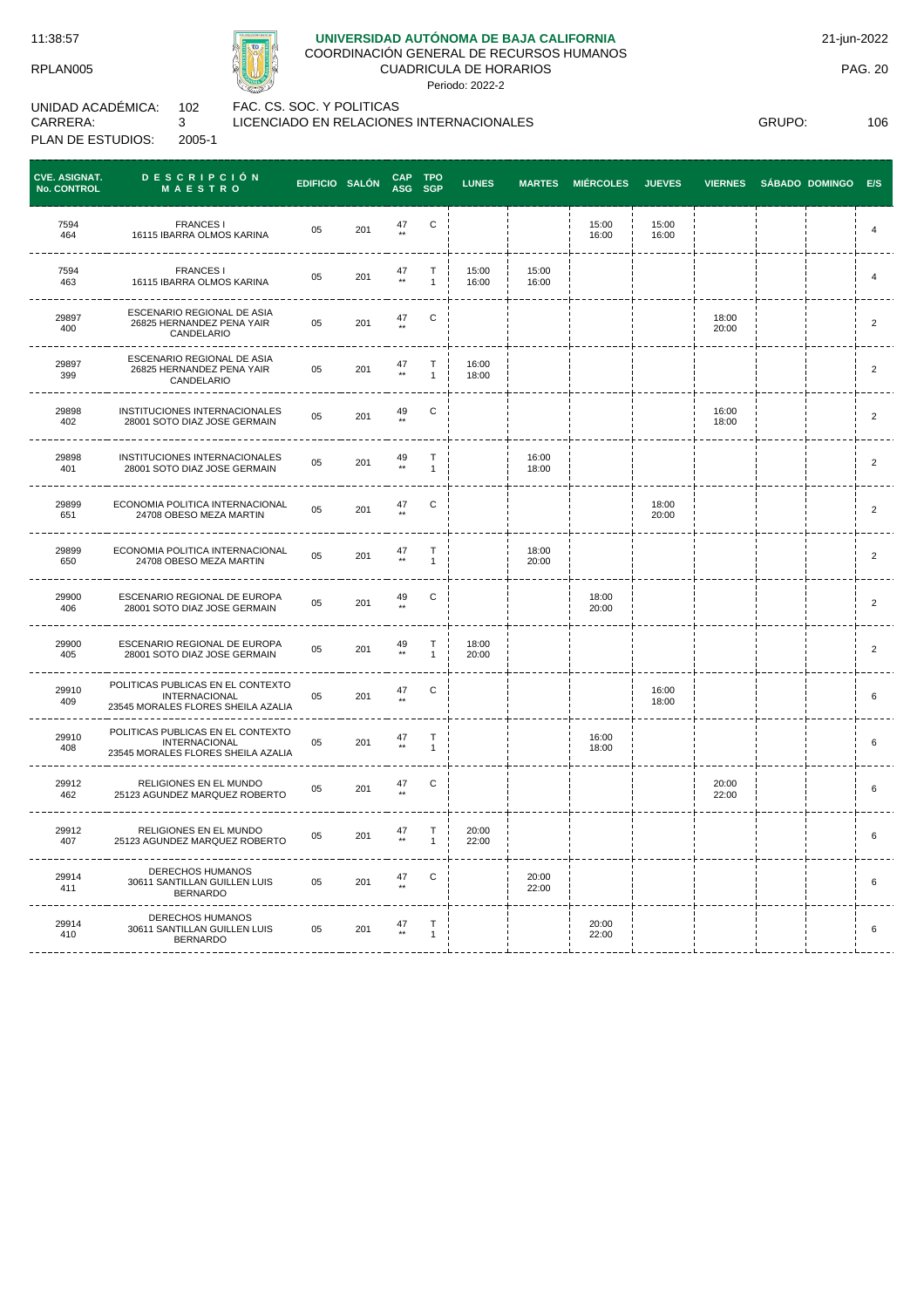RPLAN005

**UNIVERSIDAD AUTÓNOMA DE BAJA CALIFORNIA**
COORDINACIÓN GENERAL DE RECURSOS HUMANOS
CUADRICULA DE HORARIOS
Periodo: 2022-2

11:38:57 — 21-jun-2022

UNIDAD ACADÉMICA: 102 FAC. CS. SOC. Y POLITICAS
CARRERA: 3 LICENCIADO EN RELACIONES INTERNACIONALES GRUPO: 106
PLAN DE ESTUDIOS: 2005-1

| CVE. ASIGNAT. No. CONTROL | DESCRIPCIÓN MAESTRO | EDIFICIO | SALÓN | CAP ASG | TPO SGP | LUNES | MARTES | MIÉRCOLES | JUEVES | VIERNES | SÁBADO | DOMINGO | E/S |
|---|---|---|---|---|---|---|---|---|---|---|---|---|---|
| 7594 464 | FRANCES I 16115 IBARRA OLMOS KARINA | 05 | 201 | 47 ** | C | | | 15:00 16:00 | 15:00 16:00 | | | | 4 |
| 7594 463 | FRANCES I 16115 IBARRA OLMOS KARINA | 05 | 201 | 47 ** | T 1 | 15:00 16:00 | 15:00 16:00 | | | | | | 4 |
| 29897 400 | ESCENARIO REGIONAL DE ASIA 26825 HERNANDEZ PENA YAIR CANDELARIO | 05 | 201 | 47 ** | C | | | | | 18:00 20:00 | | | 2 |
| 29897 399 | ESCENARIO REGIONAL DE ASIA 26825 HERNANDEZ PENA YAIR CANDELARIO | 05 | 201 | 47 ** | T 1 | 16:00 18:00 | | | | | | | 2 |
| 29898 402 | INSTITUCIONES INTERNACIONALES 28001 SOTO DIAZ JOSE GERMAIN | 05 | 201 | 49 ** | C | | | | | 16:00 18:00 | | | 2 |
| 29898 401 | INSTITUCIONES INTERNACIONALES 28001 SOTO DIAZ JOSE GERMAIN | 05 | 201 | 49 ** | T 1 | | 16:00 18:00 | | | | | | 2 |
| 29899 651 | ECONOMIA POLITICA INTERNACIONAL 24708 OBESO MEZA MARTIN | 05 | 201 | 47 ** | C | | | | 18:00 20:00 | | | | 2 |
| 29899 650 | ECONOMIA POLITICA INTERNACIONAL 24708 OBESO MEZA MARTIN | 05 | 201 | 47 ** | T 1 | | 18:00 20:00 | | | | | | 2 |
| 29900 406 | ESCENARIO REGIONAL DE EUROPA 28001 SOTO DIAZ JOSE GERMAIN | 05 | 201 | 49 ** | C | | | 18:00 20:00 | | | | | 2 |
| 29900 405 | ESCENARIO REGIONAL DE EUROPA 28001 SOTO DIAZ JOSE GERMAIN | 05 | 201 | 49 ** | T 1 | 18:00 20:00 | | | | | | | 2 |
| 29910 409 | POLITICAS PUBLICAS EN EL CONTEXTO INTERNACIONAL 23545 MORALES FLORES SHEILA AZALIA | 05 | 201 | 47 ** | C | | | | 16:00 18:00 | | | | 6 |
| 29910 408 | POLITICAS PUBLICAS EN EL CONTEXTO INTERNACIONAL 23545 MORALES FLORES SHEILA AZALIA | 05 | 201 | 47 ** | T 1 | | | 16:00 18:00 | | | | | 6 |
| 29912 462 | RELIGIONES EN EL MUNDO 25123 AGUNDEZ MARQUEZ ROBERTO | 05 | 201 | 47 ** | C | | | | | 20:00 22:00 | | | 6 |
| 29912 407 | RELIGIONES EN EL MUNDO 25123 AGUNDEZ MARQUEZ ROBERTO | 05 | 201 | 47 ** | T 1 | 20:00 22:00 | | | | | | | 6 |
| 29914 411 | DERECHOS HUMANOS 30611 SANTILLAN GUILLEN LUIS BERNARDO | 05 | 201 | 47 ** | C | | 20:00 22:00 | | | | | | 6 |
| 29914 410 | DERECHOS HUMANOS 30611 SANTILLAN GUILLEN LUIS BERNARDO | 05 | 201 | 47 ** | T 1 | | | 20:00 22:00 | | | | | 6 |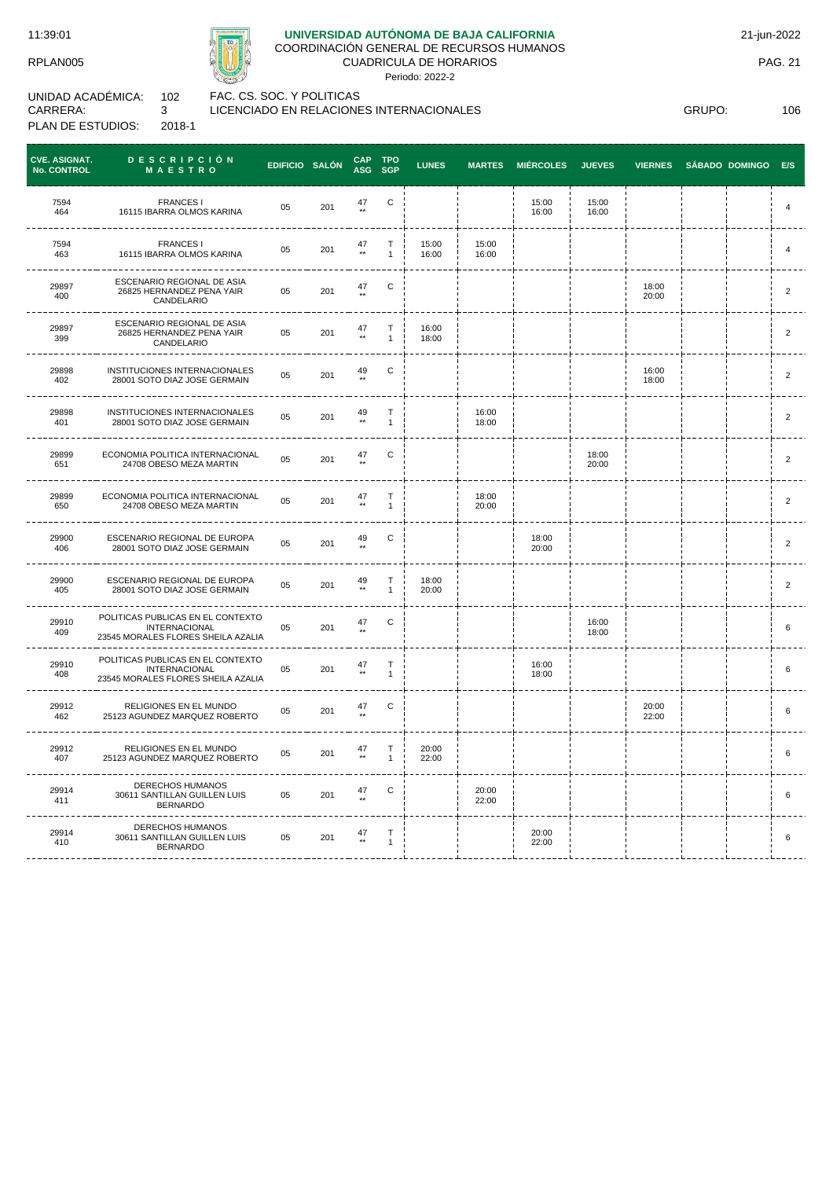# UNIVERSIDAD AUTÓNOMA DE BAJA CALIFORNIA

COORDINACIÓN GENERAL DE RECURSOS HUMANOS
CUADRICULA DE HORARIOS
Periodo: 2022-2

11:39:01 — 21-jun-2022

RPLAN005

UNIDAD ACADÉMICA: 102 FAC. CS. SOC. Y POLITICAS
CARRERA: 3 LICENCIADO EN RELACIONES INTERNACIONALES — GRUPO: 106
PLAN DE ESTUDIOS: 2018-1

| CVE. ASIGNAT. No. CONTROL | DESCRIPCIÓN MAESTRO | EDIFICIO | SALÓN | CAP ASG | TPO SGP | LUNES | MARTES | MIÉRCOLES | JUEVES | VIERNES | SÁBADO | DOMINGO | E/S |
|---|---|---|---|---|---|---|---|---|---|---|---|---|---|
| 7594 464 | FRANCES I 16115 IBARRA OLMOS KARINA | 05 | 201 | 47 ** | C | | | 15:00 16:00 | 15:00 16:00 | | | | 4 |
| 7594 463 | FRANCES I 16115 IBARRA OLMOS KARINA | 05 | 201 | 47 ** | T 1 | 15:00 16:00 | 15:00 16:00 | | | | | | 4 |
| 29897 400 | ESCENARIO REGIONAL DE ASIA 26825 HERNANDEZ PENA YAIR CANDELARIO | 05 | 201 | 47 ** | C | | | | | 18:00 20:00 | | | 2 |
| 29897 399 | ESCENARIO REGIONAL DE ASIA 26825 HERNANDEZ PENA YAIR CANDELARIO | 05 | 201 | 47 ** | T 1 | 16:00 18:00 | | | | | | | 2 |
| 29898 402 | INSTITUCIONES INTERNACIONALES 28001 SOTO DIAZ JOSE GERMAIN | 05 | 201 | 49 ** | C | | | | | 16:00 18:00 | | | 2 |
| 29898 401 | INSTITUCIONES INTERNACIONALES 28001 SOTO DIAZ JOSE GERMAIN | 05 | 201 | 49 ** | T 1 | | 16:00 18:00 | | | | | | 2 |
| 29899 651 | ECONOMIA POLITICA INTERNACIONAL 24708 OBESO MEZA MARTIN | 05 | 201 | 47 ** | C | | | | 18:00 20:00 | | | | 2 |
| 29899 650 | ECONOMIA POLITICA INTERNACIONAL 24708 OBESO MEZA MARTIN | 05 | 201 | 47 ** | T 1 | | 18:00 20:00 | | | | | | 2 |
| 29900 406 | ESCENARIO REGIONAL DE EUROPA 28001 SOTO DIAZ JOSE GERMAIN | 05 | 201 | 49 ** | C | | | 18:00 20:00 | | | | | 2 |
| 29900 405 | ESCENARIO REGIONAL DE EUROPA 28001 SOTO DIAZ JOSE GERMAIN | 05 | 201 | 49 ** | T 1 | 18:00 20:00 | | | | | | | 2 |
| 29910 409 | POLITICAS PUBLICAS EN EL CONTEXTO INTERNACIONAL 23545 MORALES FLORES SHEILA AZALIA | 05 | 201 | 47 ** | C | | | | 16:00 18:00 | | | | 6 |
| 29910 408 | POLITICAS PUBLICAS EN EL CONTEXTO INTERNACIONAL 23545 MORALES FLORES SHEILA AZALIA | 05 | 201 | 47 ** | T 1 | | | 16:00 18:00 | | | | | 6 |
| 29912 462 | RELIGIONES EN EL MUNDO 25123 AGUNDEZ MARQUEZ ROBERTO | 05 | 201 | 47 ** | C | | | | | 20:00 22:00 | | | 6 |
| 29912 407 | RELIGIONES EN EL MUNDO 25123 AGUNDEZ MARQUEZ ROBERTO | 05 | 201 | 47 ** | T 1 | 20:00 22:00 | | | | | | | 6 |
| 29914 411 | DERECHOS HUMANOS 30611 SANTILLAN GUILLEN LUIS BERNARDO | 05 | 201 | 47 ** | C | | 20:00 22:00 | | | | | | 6 |
| 29914 410 | DERECHOS HUMANOS 30611 SANTILLAN GUILLEN LUIS BERNARDO | 05 | 201 | 47 ** | T 1 | | | 20:00 22:00 | | | | | 6 |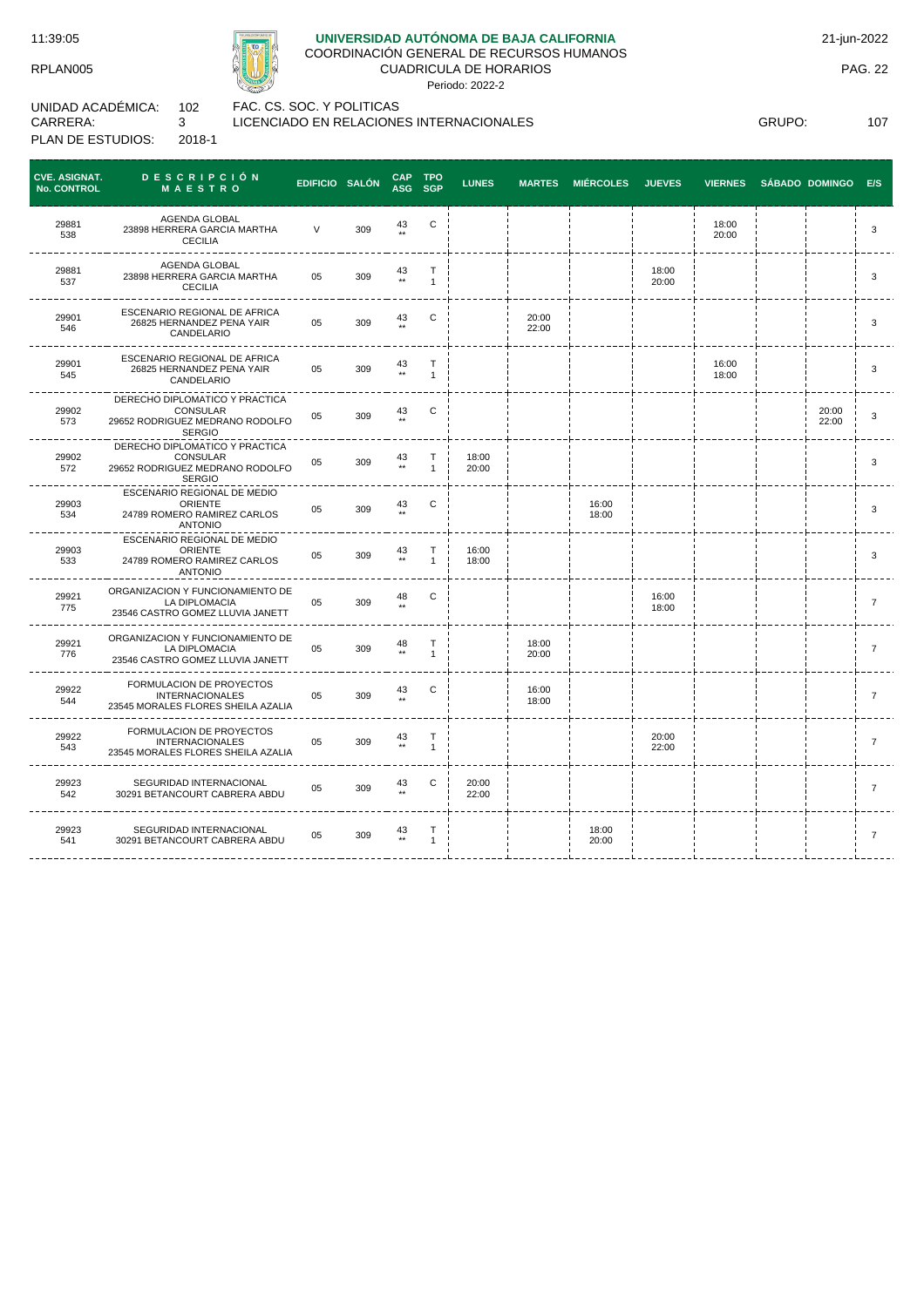**UNIVERSIDAD AUTÓNOMA DE BAJA CALIFORNIA**
COORDINACIÓN GENERAL DE RECURSOS HUMANOS
CUADRICULA DE HORARIOS
Periodo: 2022-2

11:39:05
RPLAN005

21-jun-2022

UNIDAD ACADÉMICA: 102 FAC. CS. SOC. Y POLITICAS
CARRERA: 3 LICENCIADO EN RELACIONES INTERNACIONALES
PLAN DE ESTUDIOS: 2018-1
GRUPO: 107

| CVE. ASIGNAT. No. CONTROL | DESCRIPCIÓN MAESTRO | EDIFICIO | SALÓN | CAP ASG | TPO SGP | LUNES | MARTES | MIÉRCOLES | JUEVES | VIERNES | SÁBADO | DOMINGO | E/S |
|---|---|---|---|---|---|---|---|---|---|---|---|---|---|
| 29881 538 | AGENDA GLOBAL 23898 HERRERA GARCIA MARTHA CECILIA | V | 309 | 43 ** | C | | | | | 18:00 20:00 | | | 3 |
| 29881 537 | AGENDA GLOBAL 23898 HERRERA GARCIA MARTHA CECILIA | 05 | 309 | 43 ** | T 1 | | | | 18:00 20:00 | | | | 3 |
| 29901 546 | ESCENARIO REGIONAL DE AFRICA 26825 HERNANDEZ PENA YAIR CANDELARIO | 05 | 309 | 43 ** | C | | 20:00 22:00 | | | | | | 3 |
| 29901 545 | ESCENARIO REGIONAL DE AFRICA 26825 HERNANDEZ PENA YAIR CANDELARIO | 05 | 309 | 43 ** | T 1 | | | | | 16:00 18:00 | | | 3 |
| 29902 573 | DERECHO DIPLOMATICO Y PRACTICA CONSULAR 29652 RODRIGUEZ MEDRANO RODOLFO SERGIO | 05 | 309 | 43 ** | C | | | | | | | 20:00 22:00 | 3 |
| 29902 572 | DERECHO DIPLOMATICO Y PRACTICA CONSULAR 29652 RODRIGUEZ MEDRANO RODOLFO SERGIO | 05 | 309 | 43 ** | T 1 | 18:00 20:00 | | | | | | | 3 |
| 29903 534 | ESCENARIO REGIONAL DE MEDIO ORIENTE 24789 ROMERO RAMIREZ CARLOS ANTONIO | 05 | 309 | 43 ** | C | | | 16:00 18:00 | | | | | 3 |
| 29903 533 | ESCENARIO REGIONAL DE MEDIO ORIENTE 24789 ROMERO RAMIREZ CARLOS ANTONIO | 05 | 309 | 43 ** | T 1 | 16:00 18:00 | | | | | | | 3 |
| 29921 775 | ORGANIZACION Y FUNCIONAMIENTO DE LA DIPLOMACIA 23546 CASTRO GOMEZ LLUVIA JANETT | 05 | 309 | 48 ** | C | | | | 16:00 18:00 | | | | 7 |
| 29921 776 | ORGANIZACION Y FUNCIONAMIENTO DE LA DIPLOMACIA 23546 CASTRO GOMEZ LLUVIA JANETT | 05 | 309 | 48 ** | T 1 | | 18:00 20:00 | | | | | | 7 |
| 29922 544 | FORMULACION DE PROYECTOS INTERNACIONALES 23545 MORALES FLORES SHEILA AZALIA | 05 | 309 | 43 ** | C | | 16:00 18:00 | | | | | | 7 |
| 29922 543 | FORMULACION DE PROYECTOS INTERNACIONALES 23545 MORALES FLORES SHEILA AZALIA | 05 | 309 | 43 ** | T 1 | | | | 20:00 22:00 | | | | 7 |
| 29923 542 | SEGURIDAD INTERNACIONAL 30291 BETANCOURT CABRERA ABDU | 05 | 309 | 43 ** | C | 20:00 22:00 | | | | | | | 7 |
| 29923 541 | SEGURIDAD INTERNACIONAL 30291 BETANCOURT CABRERA ABDU | 05 | 309 | 43 ** | T 1 | | | 18:00 20:00 | | | | | 7 |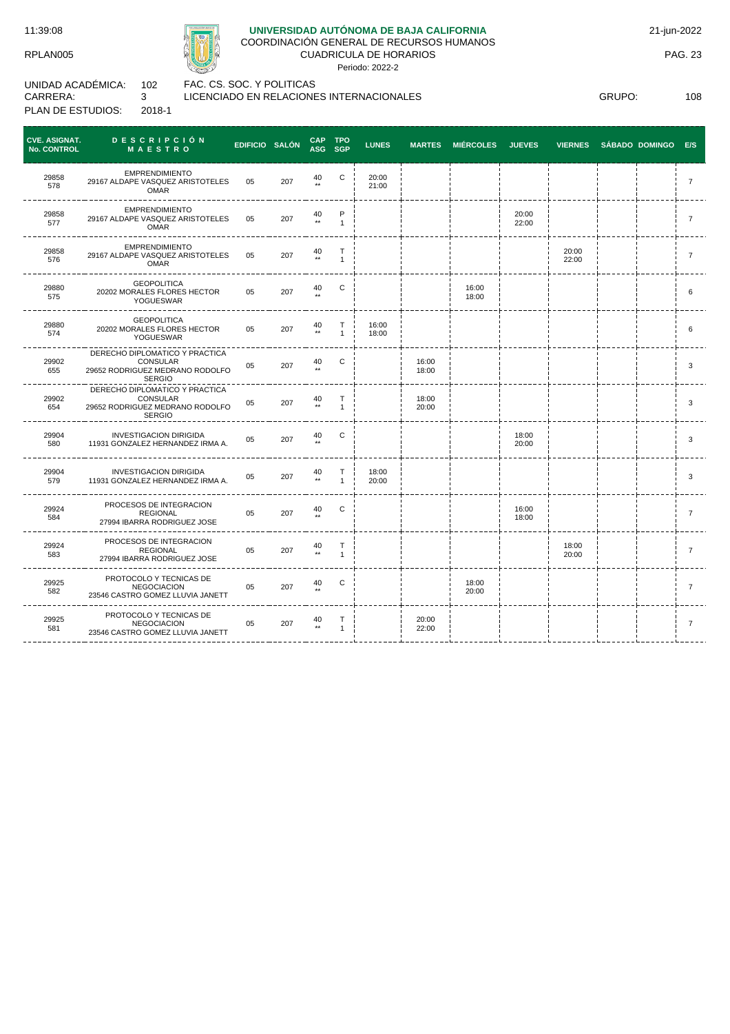UNIVERSIDAD AUTÓNOMA DE BAJA CALIFORNIA
COORDINACIÓN GENERAL DE RECURSOS HUMANOS
CUADRICULA DE HORARIOS
Periodo: 2022-2

11:39:08 | RPLAN005 | 21-jun-2022

UNIDAD ACADÉMICA: 102 FAC. CS. SOC. Y POLITICAS
CARRERA: 3 LICENCIADO EN RELACIONES INTERNACIONALES
PLAN DE ESTUDIOS: 2018-1
GRUPO: 108

| CVE. ASIGNAT. No. CONTROL | DESCRIPCIÓN MAESTRO | EDIFICIO | SALÓN | CAP ASG | TPO SGP | LUNES | MARTES | MIÉRCOLES | JUEVES | VIERNES | SÁBADO | DOMINGO | E/S |
|---|---|---|---|---|---|---|---|---|---|---|---|---|---|
| 29858 578 | EMPRENDIMIENTO 29167 ALDAPE VASQUEZ ARISTOTELES OMAR | 05 | 207 | 40 ** | C | 20:00 21:00 | | | | | | | 7 |
| 29858 577 | EMPRENDIMIENTO 29167 ALDAPE VASQUEZ ARISTOTELES OMAR | 05 | 207 | 40 ** | P 1 | | | | 20:00 22:00 | | | | 7 |
| 29858 576 | EMPRENDIMIENTO 29167 ALDAPE VASQUEZ ARISTOTELES OMAR | 05 | 207 | 40 ** | T 1 | | | | | 20:00 22:00 | | | 7 |
| 29880 575 | GEOPOLITICA 20202 MORALES FLORES HECTOR YOGUESWAR | 05 | 207 | 40 ** | C | | | 16:00 18:00 | | | | | 6 |
| 29880 574 | GEOPOLITICA 20202 MORALES FLORES HECTOR YOGUESWAR | 05 | 207 | 40 ** | T 1 | 16:00 18:00 | | | | | | | 6 |
| 29902 655 | DERECHO DIPLOMATICO Y PRACTICA CONSULAR 29652 RODRIGUEZ MEDRANO RODOLFO SERGIO | 05 | 207 | 40 ** | C | | 16:00 18:00 | | | | | | 3 |
| 29902 654 | DERECHO DIPLOMATICO Y PRACTICA CONSULAR 29652 RODRIGUEZ MEDRANO RODOLFO SERGIO | 05 | 207 | 40 ** | T 1 | | 18:00 20:00 | | | | | | 3 |
| 29904 580 | INVESTIGACION DIRIGIDA 11931 GONZALEZ HERNANDEZ IRMA A. | 05 | 207 | 40 ** | C | | | | 18:00 20:00 | | | | 3 |
| 29904 579 | INVESTIGACION DIRIGIDA 11931 GONZALEZ HERNANDEZ IRMA A. | 05 | 207 | 40 ** | T 1 | 18:00 20:00 | | | | | | | 3 |
| 29924 584 | PROCESOS DE INTEGRACION REGIONAL 27994 IBARRA RODRIGUEZ JOSE | 05 | 207 | 40 ** | C | | | | 16:00 18:00 | | | | 7 |
| 29924 583 | PROCESOS DE INTEGRACION REGIONAL 27994 IBARRA RODRIGUEZ JOSE | 05 | 207 | 40 ** | T 1 | | | | | 18:00 20:00 | | | 7 |
| 29925 582 | PROTOCOLO Y TECNICAS DE NEGOCIACION 23546 CASTRO GOMEZ LLUVIA JANETT | 05 | 207 | 40 ** | C | | | 18:00 20:00 | | | | | 7 |
| 29925 581 | PROTOCOLO Y TECNICAS DE NEGOCIACION 23546 CASTRO GOMEZ LLUVIA JANETT | 05 | 207 | 40 ** | T 1 | | 20:00 22:00 | | | | | | 7 |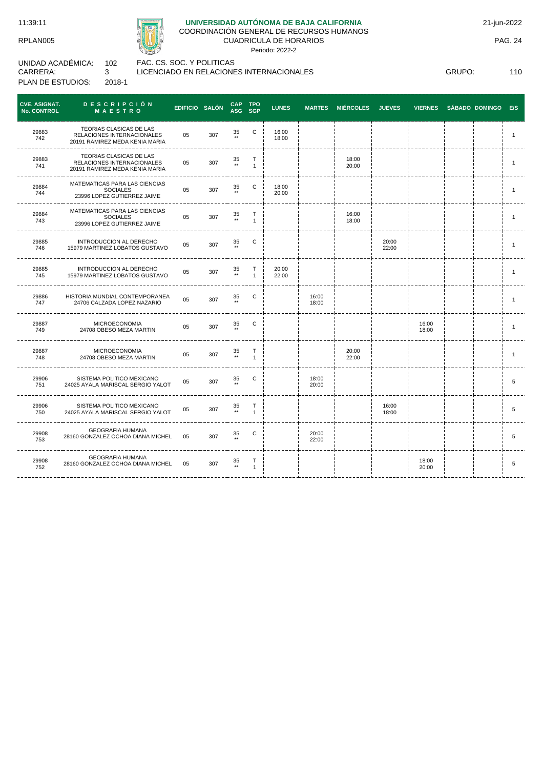**UNIVERSIDAD AUTÓNOMA DE BAJA CALIFORNIA**
COORDINACIÓN GENERAL DE RECURSOS HUMANOS
CUADRICULA DE HORARIOS
Periodo: 2022-2

11:39:11
RPLAN005

21-jun-2022
PAG. 24

UNIDAD ACADÉMICA: 102 FAC. CS. SOC. Y POLITICAS
CARRERA: 3 LICENCIADO EN RELACIONES INTERNACIONALES GRUPO: 110
PLAN DE ESTUDIOS: 2018-1

| CVE. ASIGNAT. No. CONTROL | DESCRIPCIÓN MAESTRO | EDIFICIO | SALÓN | CAP ASG | TPO SGP | LUNES | MARTES | MIÉRCOLES | JUEVES | VIERNES | SÁBADO | DOMINGO | E/S |
|---|---|---|---|---|---|---|---|---|---|---|---|---|---|
| 29883 742 | TEORIAS CLASICAS DE LAS RELACIONES INTERNACIONALES 20191 RAMIREZ MEDA KENIA MARIA | 05 | 307 | 35 ** | C | 16:00 18:00 | | | | | | | 1 |
| 29883 741 | TEORIAS CLASICAS DE LAS RELACIONES INTERNACIONALES 20191 RAMIREZ MEDA KENIA MARIA | 05 | 307 | 35 ** | T 1 | | | 18:00 20:00 | | | | | 1 |
| 29884 744 | MATEMATICAS PARA LAS CIENCIAS SOCIALES 23996 LOPEZ GUTIERREZ JAIME | 05 | 307 | 35 ** | C | 18:00 20:00 | | | | | | | 1 |
| 29884 743 | MATEMATICAS PARA LAS CIENCIAS SOCIALES 23996 LOPEZ GUTIERREZ JAIME | 05 | 307 | 35 ** | T 1 | | | 16:00 18:00 | | | | | 1 |
| 29885 746 | INTRODUCCION AL DERECHO 15979 MARTINEZ LOBATOS GUSTAVO | 05 | 307 | 35 ** | C | | | | 20:00 22:00 | | | | 1 |
| 29885 745 | INTRODUCCION AL DERECHO 15979 MARTINEZ LOBATOS GUSTAVO | 05 | 307 | 35 ** | T 1 | 20:00 22:00 | | | | | | | 1 |
| 29886 747 | HISTORIA MUNDIAL CONTEMPORANEA 24706 CALZADA LOPEZ NAZARIO | 05 | 307 | 35 ** | C | | 16:00 18:00 | | | | | | 1 |
| 29887 749 | MICROECONOMIA 24708 OBESO MEZA MARTIN | 05 | 307 | 35 ** | C | | | | | 16:00 18:00 | | | 1 |
| 29887 748 | MICROECONOMIA 24708 OBESO MEZA MARTIN | 05 | 307 | 35 ** | T 1 | | | 20:00 22:00 | | | | | 1 |
| 29906 751 | SISTEMA POLITICO MEXICANO 24025 AYALA MARISCAL SERGIO YALOT | 05 | 307 | 35 ** | C | | 18:00 20:00 | | | | | | 5 |
| 29906 750 | SISTEMA POLITICO MEXICANO 24025 AYALA MARISCAL SERGIO YALOT | 05 | 307 | 35 ** | T 1 | | | | 16:00 18:00 | | | | 5 |
| 29908 753 | GEOGRAFIA HUMANA 28160 GONZALEZ OCHOA DIANA MICHEL | 05 | 307 | 35 ** | C | | 20:00 22:00 | | | | | | 5 |
| 29908 752 | GEOGRAFIA HUMANA 28160 GONZALEZ OCHOA DIANA MICHEL | 05 | 307 | 35 ** | T 1 | | | | | 18:00 20:00 | | | 5 |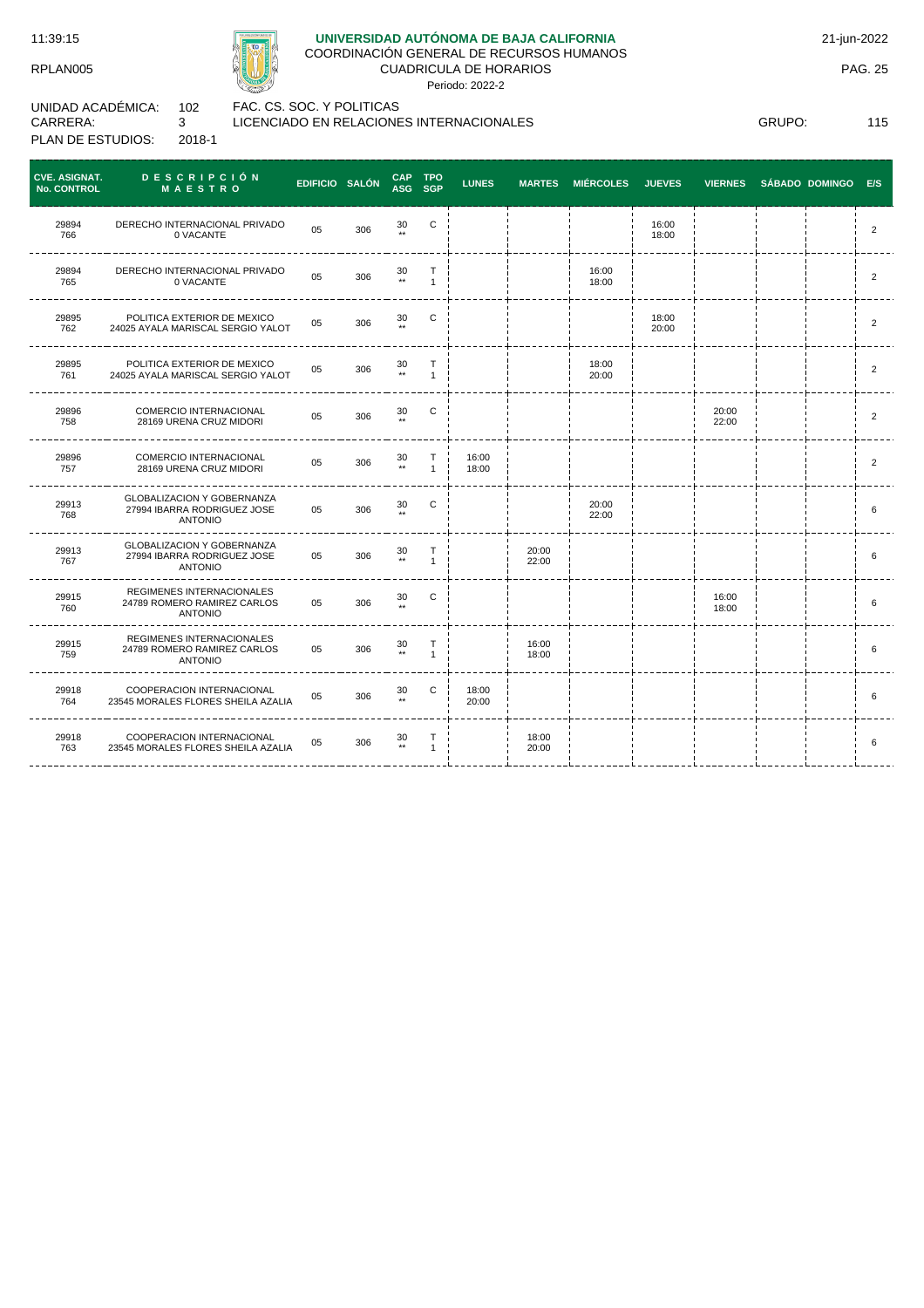**UNIVERSIDAD AUTÓNOMA DE BAJA CALIFORNIA**
COORDINACIÓN GENERAL DE RECURSOS HUMANOS
CUADRICULA DE HORARIOS
Periodo: 2022-2

11:39:15 — 21-jun-2022
RPLAN005

UNIDAD ACADÉMICA: 102 FAC. CS. SOC. Y POLITICAS
CARRERA: 3 LICENCIADO EN RELACIONES INTERNACIONALES — GRUPO: 115
PLAN DE ESTUDIOS: 2018-1

| CVE. ASIGNAT. No. CONTROL | DESCRIPCIÓN MAESTRO | EDIFICIO | SALÓN | CAP ASG | TPO SGP | LUNES | MARTES | MIÉRCOLES | JUEVES | VIERNES | SÁBADO | DOMINGO | E/S |
|---|---|---|---|---|---|---|---|---|---|---|---|---|---|
| 29894 766 | DERECHO INTERNACIONAL PRIVADO 0 VACANTE | 05 | 306 | 30 ** | C | | | | 16:00 18:00 | | | | 2 |
| 29894 765 | DERECHO INTERNACIONAL PRIVADO 0 VACANTE | 05 | 306 | 30 ** | T 1 | | | 16:00 18:00 | | | | | 2 |
| 29895 762 | POLITICA EXTERIOR DE MEXICO 24025 AYALA MARISCAL SERGIO YALOT | 05 | 306 | 30 ** | C | | | | 18:00 20:00 | | | | 2 |
| 29895 761 | POLITICA EXTERIOR DE MEXICO 24025 AYALA MARISCAL SERGIO YALOT | 05 | 306 | 30 ** | T 1 | | | 18:00 20:00 | | | | | 2 |
| 29896 758 | COMERCIO INTERNACIONAL 28169 URENA CRUZ MIDORI | 05 | 306 | 30 ** | C | | | | | 20:00 22:00 | | | 2 |
| 29896 757 | COMERCIO INTERNACIONAL 28169 URENA CRUZ MIDORI | 05 | 306 | 30 ** | T 1 | 16:00 18:00 | | | | | | | 2 |
| 29913 768 | GLOBALIZACION Y GOBERNANZA 27994 IBARRA RODRIGUEZ JOSE ANTONIO | 05 | 306 | 30 ** | C | | | 20:00 22:00 | | | | | 6 |
| 29913 767 | GLOBALIZACION Y GOBERNANZA 27994 IBARRA RODRIGUEZ JOSE ANTONIO | 05 | 306 | 30 ** | T 1 | | 20:00 22:00 | | | | | | 6 |
| 29915 760 | REGIMENES INTERNACIONALES 24789 ROMERO RAMIREZ CARLOS ANTONIO | 05 | 306 | 30 ** | C | | | | | 16:00 18:00 | | | 6 |
| 29915 759 | REGIMENES INTERNACIONALES 24789 ROMERO RAMIREZ CARLOS ANTONIO | 05 | 306 | 30 ** | T 1 | | 16:00 18:00 | | | | | | 6 |
| 29918 764 | COOPERACION INTERNACIONAL 23545 MORALES FLORES SHEILA AZALIA | 05 | 306 | 30 ** | C | 18:00 20:00 | | | | | | | 6 |
| 29918 763 | COOPERACION INTERNACIONAL 23545 MORALES FLORES SHEILA AZALIA | 05 | 306 | 30 ** | T 1 | | 18:00 20:00 | | | | | | 6 |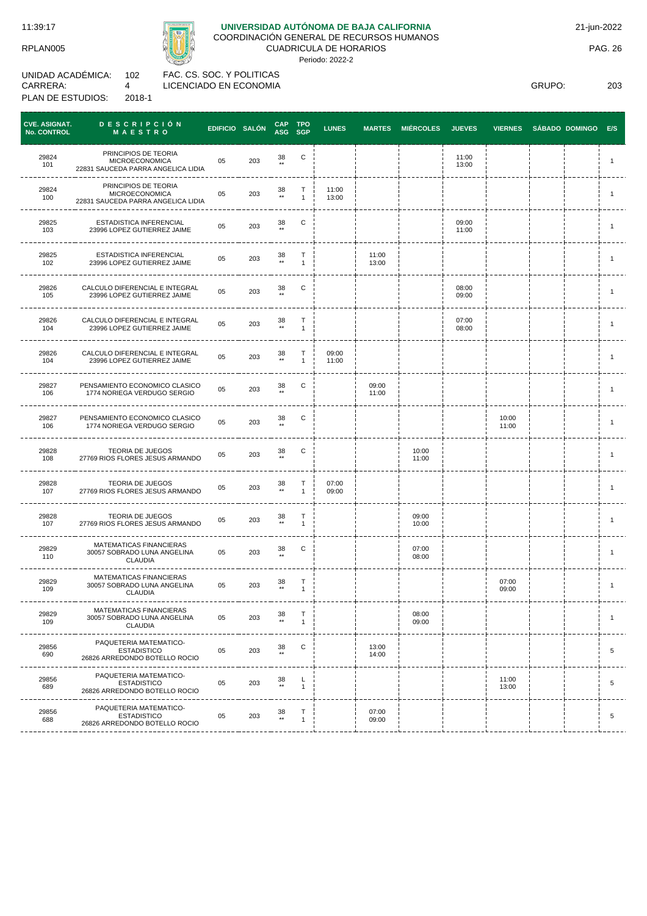**UNIVERSIDAD AUTÓNOMA DE BAJA CALIFORNIA**
COORDINACIÓN GENERAL DE RECURSOS HUMANOS
CUADRICULA DE HORARIOS
Periodo: 2022-2

11:39:17 — RPLAN005 — 21-jun-2022

UNIDAD ACADÉMICA: 102 FAC. CS. SOC. Y POLITICAS
CARRERA: 4 LICENCIADO EN ECONOMIA
PLAN DE ESTUDIOS: 2018-1
GRUPO: 203

| CVE. ASIGNAT. No. CONTROL | DESCRIPCIÓN MAESTRO | EDIFICIO | SALÓN | CAP ASG | TPO SGP | LUNES | MARTES | MIÉRCOLES | JUEVES | VIERNES | SÁBADO | DOMINGO | E/S |
|---|---|---|---|---|---|---|---|---|---|---|---|---|---|
| 29824 101 | PRINCIPIOS DE TEORIA MICROECONOMICA 22831 SAUCEDA PARRA ANGELICA LIDIA | 05 | 203 | 38 ** | C | | | | 11:00 13:00 | | | | 1 |
| 29824 100 | PRINCIPIOS DE TEORIA MICROECONOMICA 22831 SAUCEDA PARRA ANGELICA LIDIA | 05 | 203 | 38 ** | T 1 | 11:00 13:00 | | | | | | | 1 |
| 29825 103 | ESTADISTICA INFERENCIAL 23996 LOPEZ GUTIERREZ JAIME | 05 | 203 | 38 ** | C | | | | 09:00 11:00 | | | | 1 |
| 29825 102 | ESTADISTICA INFERENCIAL 23996 LOPEZ GUTIERREZ JAIME | 05 | 203 | 38 ** | T 1 | | 11:00 13:00 | | | | | | 1 |
| 29826 105 | CALCULO DIFERENCIAL E INTEGRAL 23996 LOPEZ GUTIERREZ JAIME | 05 | 203 | 38 ** | C | | | | 08:00 09:00 | | | | 1 |
| 29826 104 | CALCULO DIFERENCIAL E INTEGRAL 23996 LOPEZ GUTIERREZ JAIME | 05 | 203 | 38 ** | T 1 | | | | 07:00 08:00 | | | | 1 |
| 29826 104 | CALCULO DIFERENCIAL E INTEGRAL 23996 LOPEZ GUTIERREZ JAIME | 05 | 203 | 38 ** | T 1 | 09:00 11:00 | | | | | | | 1 |
| 29827 106 | PENSAMIENTO ECONOMICO CLASICO 1774 NORIEGA VERDUGO SERGIO | 05 | 203 | 38 ** | C | | 09:00 11:00 | | | | | | 1 |
| 29827 106 | PENSAMIENTO ECONOMICO CLASICO 1774 NORIEGA VERDUGO SERGIO | 05 | 203 | 38 ** | C | | | | | 10:00 11:00 | | | 1 |
| 29828 108 | TEORIA DE JUEGOS 27769 RIOS FLORES JESUS ARMANDO | 05 | 203 | 38 ** | C | | | 10:00 11:00 | | | | | 1 |
| 29828 107 | TEORIA DE JUEGOS 27769 RIOS FLORES JESUS ARMANDO | 05 | 203 | 38 ** | T 1 | 07:00 09:00 | | | | | | | 1 |
| 29828 107 | TEORIA DE JUEGOS 27769 RIOS FLORES JESUS ARMANDO | 05 | 203 | 38 ** | T 1 | | | 09:00 10:00 | | | | | 1 |
| 29829 110 | MATEMATICAS FINANCIERAS 30057 SOBRADO LUNA ANGELINA CLAUDIA | 05 | 203 | 38 ** | C | | | 07:00 08:00 | | | | | 1 |
| 29829 109 | MATEMATICAS FINANCIERAS 30057 SOBRADO LUNA ANGELINA CLAUDIA | 05 | 203 | 38 ** | T 1 | | | | | 07:00 09:00 | | | 1 |
| 29829 109 | MATEMATICAS FINANCIERAS 30057 SOBRADO LUNA ANGELINA CLAUDIA | 05 | 203 | 38 ** | T 1 | | | 08:00 09:00 | | | | | 1 |
| 29856 690 | PAQUETERIA MATEMATICO-ESTADISTICO 26826 ARREDONDO BOTELLO ROCIO | 05 | 203 | 38 ** | C | | 13:00 14:00 | | | | | | 5 |
| 29856 689 | PAQUETERIA MATEMATICO-ESTADISTICO 26826 ARREDONDO BOTELLO ROCIO | 05 | 203 | 38 ** | L 1 | | | | | 11:00 13:00 | | | 5 |
| 29856 688 | PAQUETERIA MATEMATICO-ESTADISTICO 26826 ARREDONDO BOTELLO ROCIO | 05 | 203 | 38 ** | T 1 | | 07:00 09:00 | | | | | | 5 |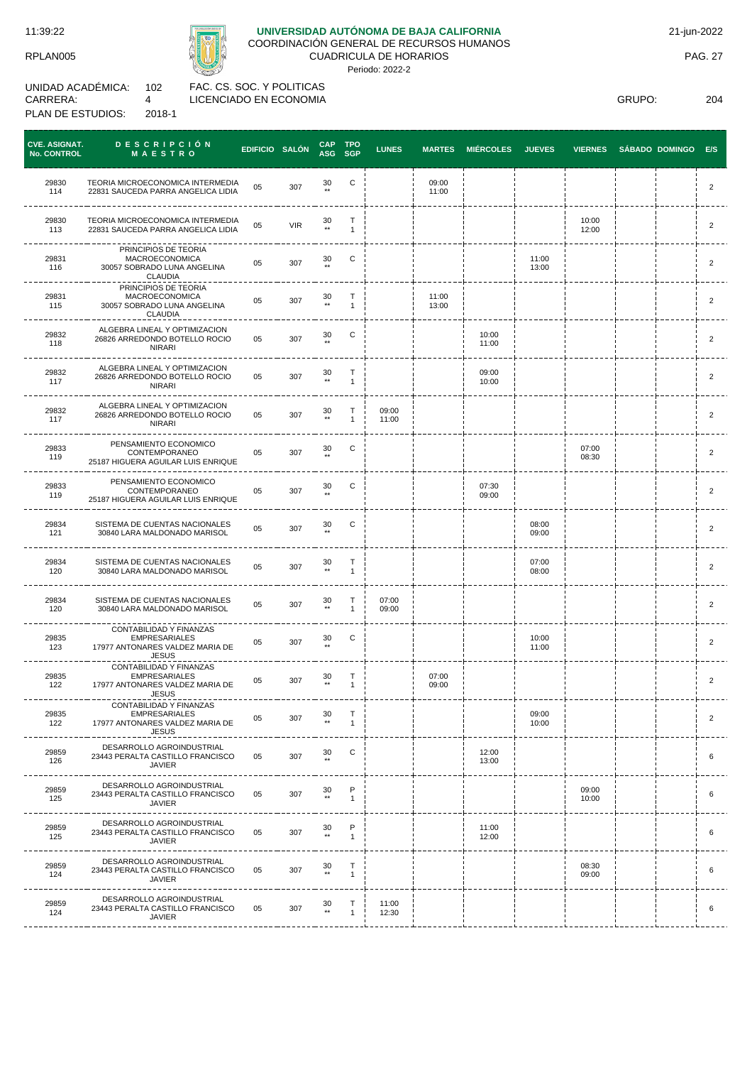11:39:22

RPLAN005

**UNIVERSIDAD AUTÓNOMA DE BAJA CALIFORNIA**

COORDINACIÓN GENERAL DE RECURSOS HUMANOS

CUADRICULA DE HORARIOS

Periodo: 2022-2

21-jun-2022

UNIDAD ACADÉMICA: 102 FAC. CS. SOC. Y POLITICAS

CARRERA: 4 LICENCIADO EN ECONOMIA

PLAN DE ESTUDIOS: 2018-1

GRUPO: 204

| CVE. ASIGNAT. No. CONTROL | DESCRIPCIÓN MAESTRO | EDIFICIO | SALÓN | CAP ASG | TPO SGP | LUNES | MARTES | MIÉRCOLES | JUEVES | VIERNES | SÁBADO | DOMINGO | E/S |
|---|---|---|---|---|---|---|---|---|---|---|---|---|---|
| 29830 114 | TEORIA MICROECONOMICA INTERMEDIA 22831 SAUCEDA PARRA ANGELICA LIDIA | 05 | 307 | 30 ** | C | | 09:00 11:00 | | | | | | 2 |
| 29830 113 | TEORIA MICROECONOMICA INTERMEDIA 22831 SAUCEDA PARRA ANGELICA LIDIA | 05 | VIR | 30 ** | T 1 | | | | | 10:00 12:00 | | | 2 |
| 29831 116 | PRINCIPIOS DE TEORIA MACROECONOMICA 30057 SOBRADO LUNA ANGELINA CLAUDIA | 05 | 307 | 30 ** | C | | | | 11:00 13:00 | | | | 2 |
| 29831 115 | PRINCIPIOS DE TEORIA MACROECONOMICA 30057 SOBRADO LUNA ANGELINA CLAUDIA | 05 | 307 | 30 ** | T 1 | | 11:00 13:00 | | | | | | 2 |
| 29832 118 | ALGEBRA LINEAL Y OPTIMIZACION 26826 ARREDONDO BOTELLO ROCIO NIRARI | 05 | 307 | 30 ** | C | | | 10:00 11:00 | | | | | 2 |
| 29832 117 | ALGEBRA LINEAL Y OPTIMIZACION 26826 ARREDONDO BOTELLO ROCIO NIRARI | 05 | 307 | 30 ** | T 1 | | | 09:00 10:00 | | | | | 2 |
| 29832 117 | ALGEBRA LINEAL Y OPTIMIZACION 26826 ARREDONDO BOTELLO ROCIO NIRARI | 05 | 307 | 30 ** | T 1 | 09:00 11:00 | | | | | | | 2 |
| 29833 119 | PENSAMIENTO ECONOMICO CONTEMPORANEO 25187 HIGUERA AGUILAR LUIS ENRIQUE | 05 | 307 | 30 ** | C | | | | | 07:00 08:30 | | | 2 |
| 29833 119 | PENSAMIENTO ECONOMICO CONTEMPORANEO 25187 HIGUERA AGUILAR LUIS ENRIQUE | 05 | 307 | 30 ** | C | | | 07:30 09:00 | | | | | 2 |
| 29834 121 | SISTEMA DE CUENTAS NACIONALES 30840 LARA MALDONADO MARISOL | 05 | 307 | 30 ** | C | | | | 08:00 09:00 | | | | 2 |
| 29834 120 | SISTEMA DE CUENTAS NACIONALES 30840 LARA MALDONADO MARISOL | 05 | 307 | 30 ** | T 1 | | | | 07:00 08:00 | | | | 2 |
| 29834 120 | SISTEMA DE CUENTAS NACIONALES 30840 LARA MALDONADO MARISOL | 05 | 307 | 30 ** | T 1 | 07:00 09:00 | | | | | | | 2 |
| 29835 123 | CONTABILIDAD Y FINANZAS EMPRESARIALES 17977 ANTONARES VALDEZ MARIA DE JESUS | 05 | 307 | 30 ** | C | | | | 10:00 11:00 | | | | 2 |
| 29835 122 | CONTABILIDAD Y FINANZAS EMPRESARIALES 17977 ANTONARES VALDEZ MARIA DE JESUS | 05 | 307 | 30 ** | T 1 | | 07:00 09:00 | | | | | | 2 |
| 29835 122 | CONTABILIDAD Y FINANZAS EMPRESARIALES 17977 ANTONARES VALDEZ MARIA DE JESUS | 05 | 307 | 30 ** | T 1 | | | | 09:00 10:00 | | | | 2 |
| 29859 126 | DESARROLLO AGROINDUSTRIAL 23443 PERALTA CASTILLO FRANCISCO JAVIER | 05 | 307 | 30 ** | C | | | 12:00 13:00 | | | | | 6 |
| 29859 125 | DESARROLLO AGROINDUSTRIAL 23443 PERALTA CASTILLO FRANCISCO JAVIER | 05 | 307 | 30 ** | P 1 | | | | | 09:00 10:00 | | | 6 |
| 29859 125 | DESARROLLO AGROINDUSTRIAL 23443 PERALTA CASTILLO FRANCISCO JAVIER | 05 | 307 | 30 ** | P 1 | | | 11:00 12:00 | | | | | 6 |
| 29859 124 | DESARROLLO AGROINDUSTRIAL 23443 PERALTA CASTILLO FRANCISCO JAVIER | 05 | 307 | 30 ** | T 1 | | | | | 08:30 09:00 | | | 6 |
| 29859 124 | DESARROLLO AGROINDUSTRIAL 23443 PERALTA CASTILLO FRANCISCO JAVIER | 05 | 307 | 30 ** | T 1 | 11:00 12:30 | | | | | | | 6 |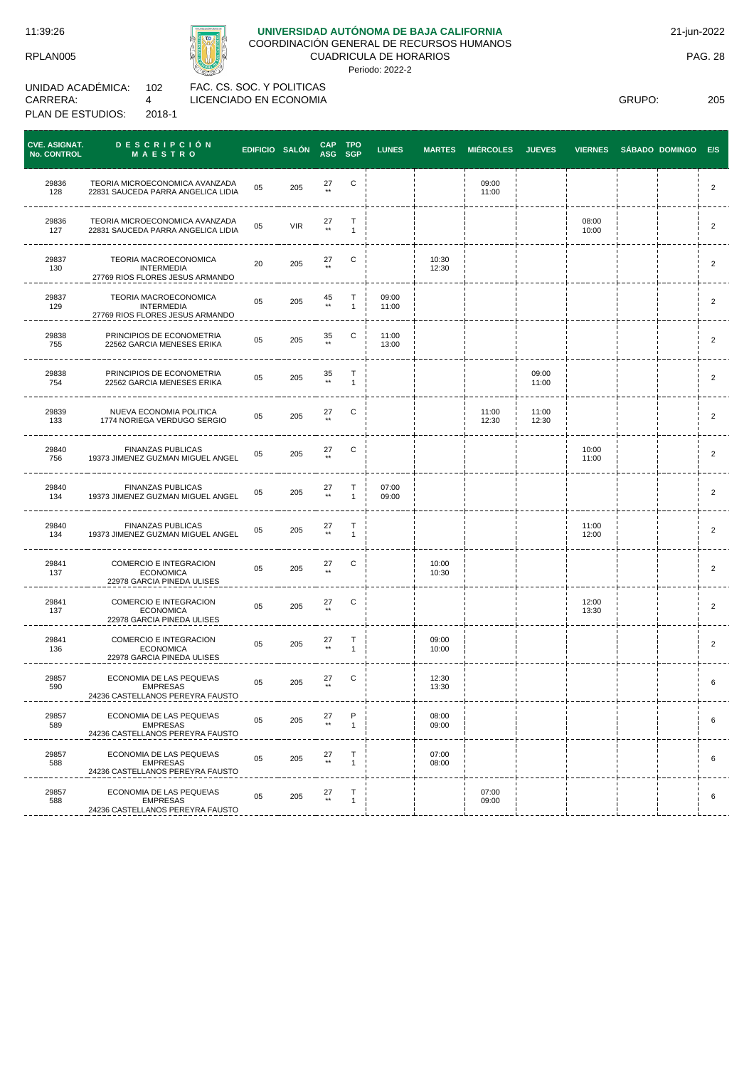11:39:26 — 21-jun-2022

RPLAN005

**UNIVERSIDAD AUTÓNOMA DE BAJA CALIFORNIA**

COORDINACIÓN GENERAL DE RECURSOS HUMANOS

CUADRICULA DE HORARIOS

Periodo: 2022-2

UNIDAD ACADÉMICA: 102 FAC. CS. SOC. Y POLITICAS

CARRERA: 4 LICENCIADO EN ECONOMIA — GRUPO: 205

PLAN DE ESTUDIOS: 2018-1

| CVE. ASIGNAT. No. CONTROL | DESCRIPCIÓN MAESTRO | EDIFICIO | SALÓN | CAP ASG | TPO SGP | LUNES | MARTES | MIÉRCOLES | JUEVES | VIERNES | SÁBADO | DOMINGO | E/S |
|---|---|---|---|---|---|---|---|---|---|---|---|---|---|
| 29836 128 | TEORIA MICROECONOMICA AVANZADA 22831 SAUCEDA PARRA ANGELICA LIDIA | 05 | 205 | 27 ** | C | | | 09:00 11:00 | | | | | 2 |
| 29836 127 | TEORIA MICROECONOMICA AVANZADA 22831 SAUCEDA PARRA ANGELICA LIDIA | 05 | VIR | 27 ** | T 1 | | | | | 08:00 10:00 | | | 2 |
| 29837 130 | TEORIA MACROECONOMICA INTERMEDIA 27769 RIOS FLORES JESUS ARMANDO | 20 | 205 | 27 ** | C | | 10:30 12:30 | | | | | | 2 |
| 29837 129 | TEORIA MACROECONOMICA INTERMEDIA 27769 RIOS FLORES JESUS ARMANDO | 05 | 205 | 45 ** | T 1 | 09:00 11:00 | | | | | | | 2 |
| 29838 755 | PRINCIPIOS DE ECONOMETRIA 22562 GARCIA MENESES ERIKA | 05 | 205 | 35 ** | C | 11:00 13:00 | | | | | | | 2 |
| 29838 754 | PRINCIPIOS DE ECONOMETRIA 22562 GARCIA MENESES ERIKA | 05 | 205 | 35 ** | T 1 | | | | 09:00 11:00 | | | | 2 |
| 29839 133 | NUEVA ECONOMIA POLITICA 1774 NORIEGA VERDUGO SERGIO | 05 | 205 | 27 ** | C | | | 11:00 12:30 | 11:00 12:30 | | | | 2 |
| 29840 756 | FINANZAS PUBLICAS 19373 JIMENEZ GUZMAN MIGUEL ANGEL | 05 | 205 | 27 ** | C | | | | | 10:00 11:00 | | | 2 |
| 29840 134 | FINANZAS PUBLICAS 19373 JIMENEZ GUZMAN MIGUEL ANGEL | 05 | 205 | 27 ** | T 1 | 07:00 09:00 | | | | | | | 2 |
| 29840 134 | FINANZAS PUBLICAS 19373 JIMENEZ GUZMAN MIGUEL ANGEL | 05 | 205 | 27 ** | T 1 | | | | | 11:00 12:00 | | | 2 |
| 29841 137 | COMERCIO E INTEGRACION ECONOMICA 22978 GARCIA PINEDA ULISES | 05 | 205 | 27 ** | C | | 10:00 10:30 | | | | | | 2 |
| 29841 137 | COMERCIO E INTEGRACION ECONOMICA 22978 GARCIA PINEDA ULISES | 05 | 205 | 27 ** | C | | | | | 12:00 13:30 | | | 2 |
| 29841 136 | COMERCIO E INTEGRACION ECONOMICA 22978 GARCIA PINEDA ULISES | 05 | 205 | 27 ** | T 1 | | 09:00 10:00 | | | | | | 2 |
| 29857 590 | ECONOMIA DE LAS PEQUE\AS EMPRESAS 24236 CASTELLANOS PEREYRA FAUSTO | 05 | 205 | 27 ** | C | | 12:30 13:30 | | | | | | 6 |
| 29857 589 | ECONOMIA DE LAS PEQUE\AS EMPRESAS 24236 CASTELLANOS PEREYRA FAUSTO | 05 | 205 | 27 ** | P 1 | | 08:00 09:00 | | | | | | 6 |
| 29857 588 | ECONOMIA DE LAS PEQUE\AS EMPRESAS 24236 CASTELLANOS PEREYRA FAUSTO | 05 | 205 | 27 ** | T 1 | | 07:00 08:00 | | | | | | 6 |
| 29857 588 | ECONOMIA DE LAS PEQUE\AS EMPRESAS 24236 CASTELLANOS PEREYRA FAUSTO | 05 | 205 | 27 ** | T 1 | | | 07:00 09:00 | | | | | 6 |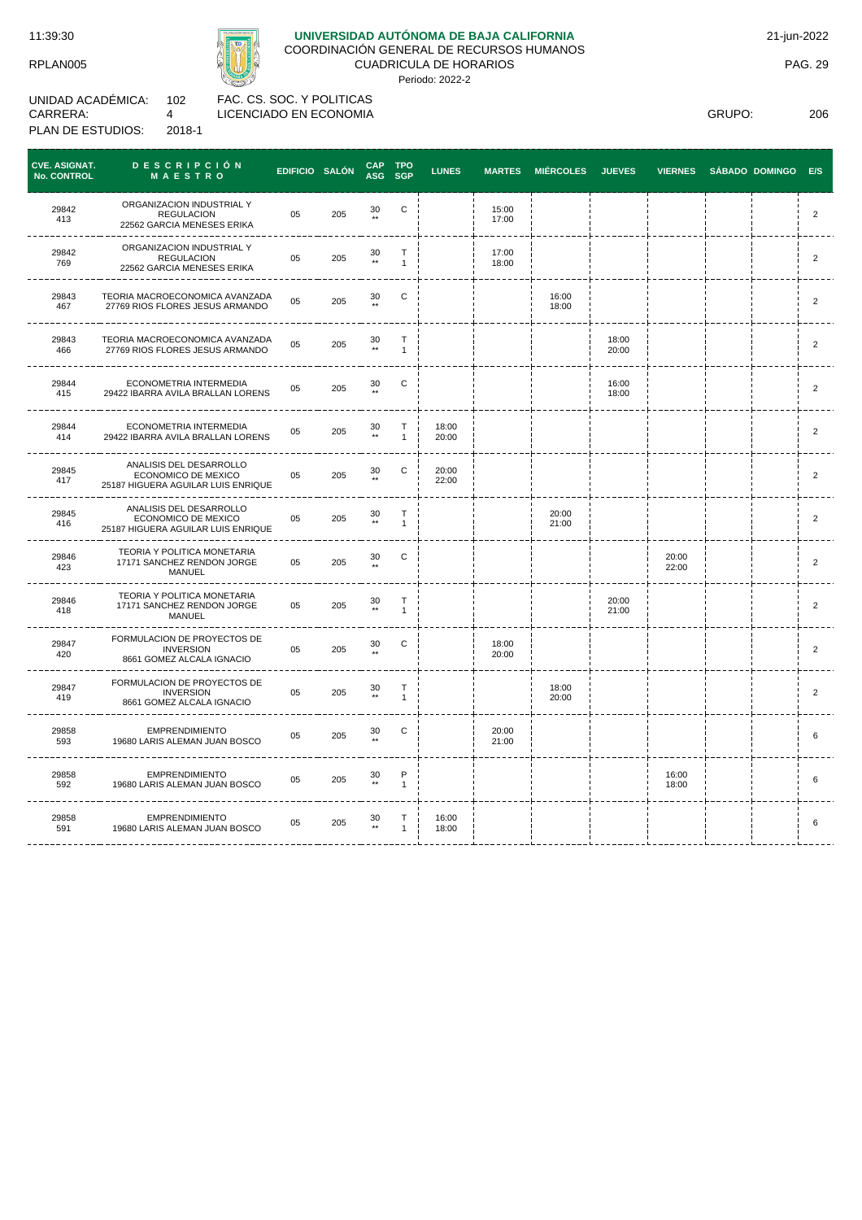11:39:30 RPLAN005

# UNIVERSIDAD AUTÓNOMA DE BAJA CALIFORNIA

COORDINACIÓN GENERAL DE RECURSOS HUMANOS
CUADRICULA DE HORARIOS
Periodo: 2022-2

21-jun-2022

UNIDAD ACADÉMICA: 102 FAC. CS. SOC. Y POLITICAS
CARRERA: 4 LICENCIADO EN ECONOMIA
PLAN DE ESTUDIOS: 2018-1

GRUPO: 206

| CVE. ASIGNAT. No. CONTROL | DESCRIPCIÓN MAESTRO | EDIFICIO | SALÓN | CAP ASG | TPO SGP | LUNES | MARTES | MIÉRCOLES | JUEVES | VIERNES | SÁBADO | DOMINGO | E/S |
|---|---|---|---|---|---|---|---|---|---|---|---|---|---|
| 29842 413 | ORGANIZACION INDUSTRIAL Y REGULACION 22562 GARCIA MENESES ERIKA | 05 | 205 | 30 ** | C | | 15:00 17:00 | | | | | | 2 |
| 29842 769 | ORGANIZACION INDUSTRIAL Y REGULACION 22562 GARCIA MENESES ERIKA | 05 | 205 | 30 ** | T 1 | | 17:00 18:00 | | | | | | 2 |
| 29843 467 | TEORIA MACROECONOMICA AVANZADA 27769 RIOS FLORES JESUS ARMANDO | 05 | 205 | 30 ** | C | | | 16:00 18:00 | | | | | 2 |
| 29843 466 | TEORIA MACROECONOMICA AVANZADA 27769 RIOS FLORES JESUS ARMANDO | 05 | 205 | 30 ** | T 1 | | | | 18:00 20:00 | | | | 2 |
| 29844 415 | ECONOMETRIA INTERMEDIA 29422 IBARRA AVILA BRALLAN LORENS | 05 | 205 | 30 ** | C | | | | 16:00 18:00 | | | | 2 |
| 29844 414 | ECONOMETRIA INTERMEDIA 29422 IBARRA AVILA BRALLAN LORENS | 05 | 205 | 30 ** | T 1 | 18:00 20:00 | | | | | | | 2 |
| 29845 417 | ANALISIS DEL DESARROLLO ECONOMICO DE MEXICO 25187 HIGUERA AGUILAR LUIS ENRIQUE | 05 | 205 | 30 ** | C | 20:00 22:00 | | | | | | | 2 |
| 29845 416 | ANALISIS DEL DESARROLLO ECONOMICO DE MEXICO 25187 HIGUERA AGUILAR LUIS ENRIQUE | 05 | 205 | 30 ** | T 1 | | | 20:00 21:00 | | | | | 2 |
| 29846 423 | TEORIA Y POLITICA MONETARIA 17171 SANCHEZ RENDON JORGE MANUEL | 05 | 205 | 30 ** | C | | | | | 20:00 22:00 | | | 2 |
| 29846 418 | TEORIA Y POLITICA MONETARIA 17171 SANCHEZ RENDON JORGE MANUEL | 05 | 205 | 30 ** | T 1 | | | | 20:00 21:00 | | | | 2 |
| 29847 420 | FORMULACION DE PROYECTOS DE INVERSION 8661 GOMEZ ALCALA IGNACIO | 05 | 205 | 30 ** | C | | 18:00 20:00 | | | | | | 2 |
| 29847 419 | FORMULACION DE PROYECTOS DE INVERSION 8661 GOMEZ ALCALA IGNACIO | 05 | 205 | 30 ** | T 1 | | | 18:00 20:00 | | | | | 2 |
| 29858 593 | EMPRENDIMIENTO 19680 LARIS ALEMAN JUAN BOSCO | 05 | 205 | 30 ** | C | | 20:00 21:00 | | | | | | 6 |
| 29858 592 | EMPRENDIMIENTO 19680 LARIS ALEMAN JUAN BOSCO | 05 | 205 | 30 ** | P 1 | | | | | 16:00 18:00 | | | 6 |
| 29858 591 | EMPRENDIMIENTO 19680 LARIS ALEMAN JUAN BOSCO | 05 | 205 | 30 ** | T 1 | 16:00 18:00 | | | | | | | 6 |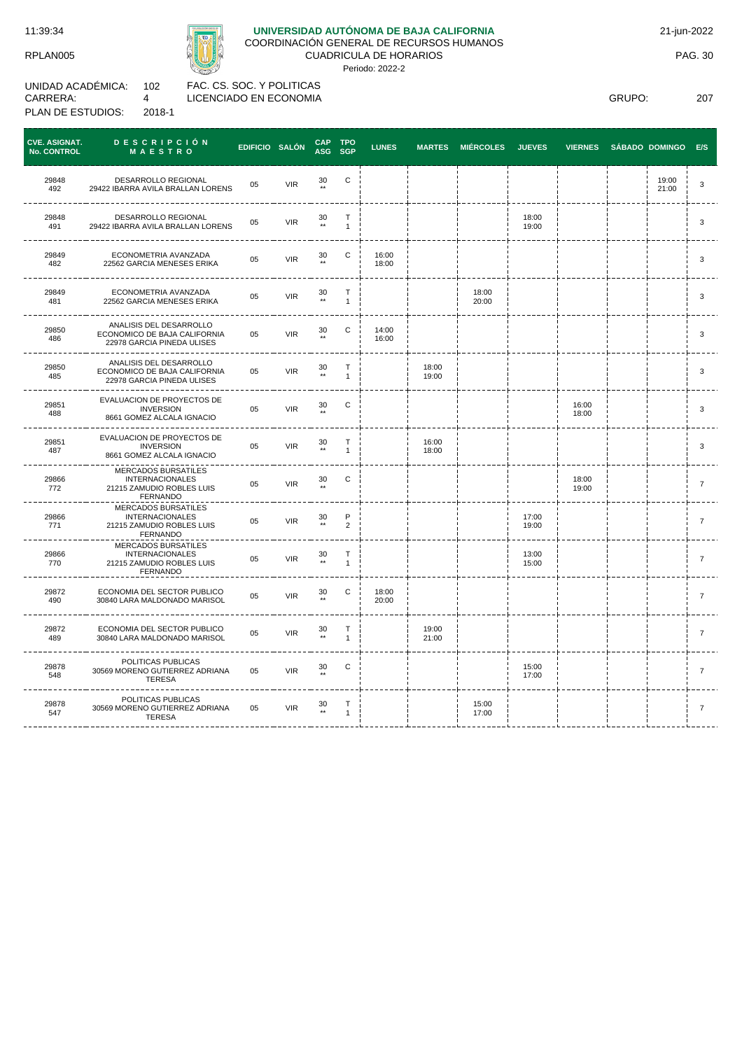**UNIVERSIDAD AUTÓNOMA DE BAJA CALIFORNIA**
COORDINACIÓN GENERAL DE RECURSOS HUMANOS
CUADRICULA DE HORARIOS
Periodo: 2022-2

11:39:34 | RPLAN005 | 21-jun-2022

UNIDAD ACADÉMICA: 102 FAC. CS. SOC. Y POLITICAS
CARRERA: 4 LICENCIADO EN ECONOMIA
PLAN DE ESTUDIOS: 2018-1
GRUPO: 207

| CVE. ASIGNAT. No. CONTROL | DESCRIPCIÓN MAESTRO | EDIFICIO | SALÓN | CAP ASG | TPO SGP | LUNES | MARTES | MIÉRCOLES | JUEVES | VIERNES | SÁBADO | DOMINGO | E/S |
|---|---|---|---|---|---|---|---|---|---|---|---|---|---|
| 29848 492 | DESARROLLO REGIONAL 29422 IBARRA AVILA BRALLAN LORENS | 05 | VIR | 30 ** | C | | | | | | | 19:00 21:00 | 3 |
| 29848 491 | DESARROLLO REGIONAL 29422 IBARRA AVILA BRALLAN LORENS | 05 | VIR | 30 ** | T 1 | | | | 18:00 19:00 | | | | 3 |
| 29849 482 | ECONOMETRIA AVANZADA 22562 GARCIA MENESES ERIKA | 05 | VIR | 30 ** | C | 16:00 18:00 | | | | | | | 3 |
| 29849 481 | ECONOMETRIA AVANZADA 22562 GARCIA MENESES ERIKA | 05 | VIR | 30 ** | T 1 | | | 18:00 20:00 | | | | | 3 |
| 29850 486 | ANALISIS DEL DESARROLLO ECONOMICO DE BAJA CALIFORNIA 22978 GARCIA PINEDA ULISES | 05 | VIR | 30 ** | C | 14:00 16:00 | | | | | | | 3 |
| 29850 485 | ANALISIS DEL DESARROLLO ECONOMICO DE BAJA CALIFORNIA 22978 GARCIA PINEDA ULISES | 05 | VIR | 30 ** | T 1 | | 18:00 19:00 | | | | | | 3 |
| 29851 488 | EVALUACION DE PROYECTOS DE INVERSION 8661 GOMEZ ALCALA IGNACIO | 05 | VIR | 30 ** | C | | | | | 16:00 18:00 | | | 3 |
| 29851 487 | EVALUACION DE PROYECTOS DE INVERSION 8661 GOMEZ ALCALA IGNACIO | 05 | VIR | 30 ** | T 1 | | 16:00 18:00 | | | | | | 3 |
| 29866 772 | MERCADOS BURSATILES INTERNACIONALES 21215 ZAMUDIO ROBLES LUIS FERNANDO | 05 | VIR | 30 ** | C | | | | | 18:00 19:00 | | | 7 |
| 29866 771 | MERCADOS BURSATILES INTERNACIONALES 21215 ZAMUDIO ROBLES LUIS FERNANDO | 05 | VIR | 30 ** | P 2 | | | | 17:00 19:00 | | | | 7 |
| 29866 770 | MERCADOS BURSATILES INTERNACIONALES 21215 ZAMUDIO ROBLES LUIS FERNANDO | 05 | VIR | 30 ** | T 1 | | | | 13:00 15:00 | | | | 7 |
| 29872 490 | ECONOMIA DEL SECTOR PUBLICO 30840 LARA MALDONADO MARISOL | 05 | VIR | 30 ** | C | 18:00 20:00 | | | | | | | 7 |
| 29872 489 | ECONOMIA DEL SECTOR PUBLICO 30840 LARA MALDONADO MARISOL | 05 | VIR | 30 ** | T 1 | | 19:00 21:00 | | | | | | 7 |
| 29878 548 | POLITICAS PUBLICAS 30569 MORENO GUTIERREZ ADRIANA TERESA | 05 | VIR | 30 ** | C | | | | 15:00 17:00 | | | | 7 |
| 29878 547 | POLITICAS PUBLICAS 30569 MORENO GUTIERREZ ADRIANA TERESA | 05 | VIR | 30 ** | T 1 | | | 15:00 17:00 | | | | | 7 |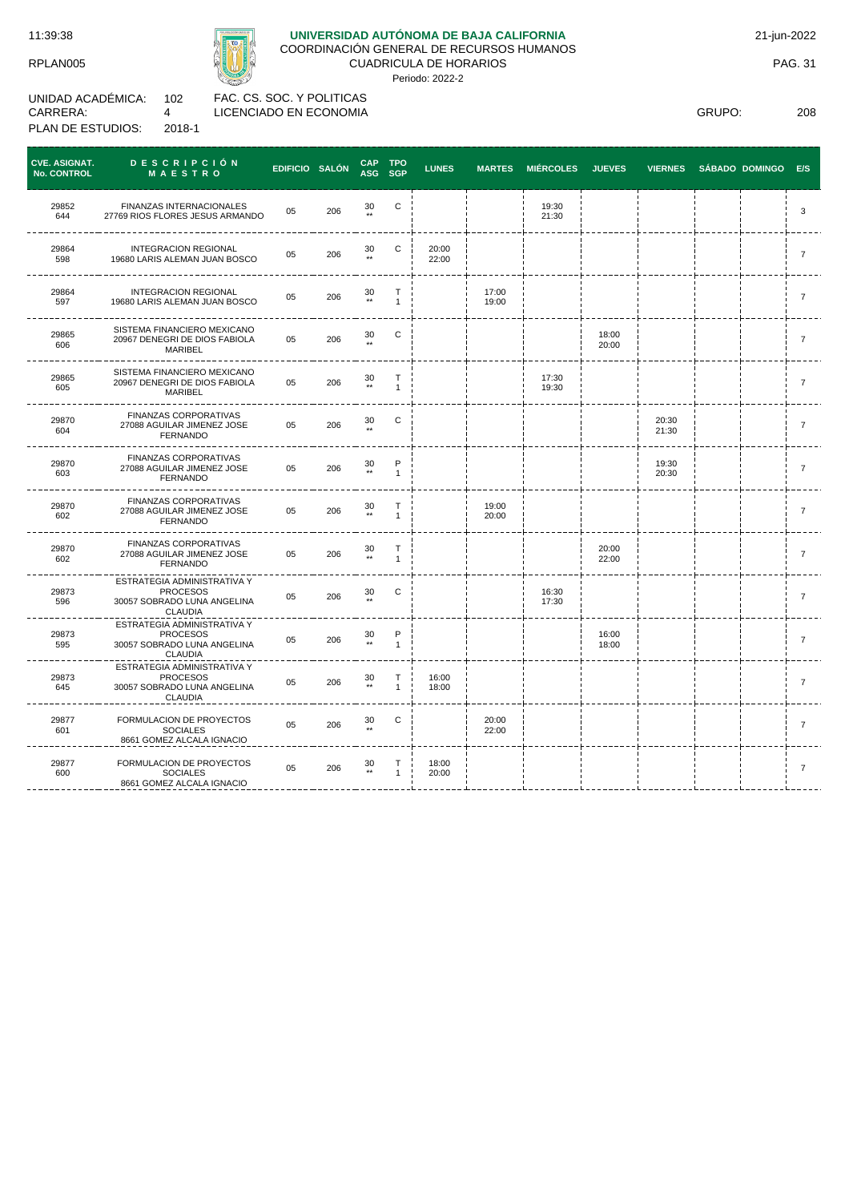**UNIVERSIDAD AUTÓNOMA DE BAJA CALIFORNIA**
COORDINACIÓN GENERAL DE RECURSOS HUMANOS
CUADRICULA DE HORARIOS
Periodo: 2022-2

11:39:38 | RPLAN005 | 21-jun-2022

UNIDAD ACADÉMICA: 102 FAC. CS. SOC. Y POLITICAS
CARRERA: 4 LICENCIADO EN ECONOMIA
PLAN DE ESTUDIOS: 2018-1
GRUPO: 208

| CVE. ASIGNAT. No. CONTROL | DESCRIPCIÓN MAESTRO | EDIFICIO | SALÓN | CAP ASG | TPO SGP | LUNES | MARTES | MIÉRCOLES | JUEVES | VIERNES | SÁBADO | DOMINGO | E/S |
|---|---|---|---|---|---|---|---|---|---|---|---|---|---|
| 29852 644 | FINANZAS INTERNACIONALES 27769 RIOS FLORES JESUS ARMANDO | 05 | 206 | 30 ** | C | | | 19:30 21:30 | | | | | 3 |
| 29864 598 | INTEGRACION REGIONAL 19680 LARIS ALEMAN JUAN BOSCO | 05 | 206 | 30 ** | C | 20:00 22:00 | | | | | | | 7 |
| 29864 597 | INTEGRACION REGIONAL 19680 LARIS ALEMAN JUAN BOSCO | 05 | 206 | 30 ** | T 1 | | 17:00 19:00 | | | | | | 7 |
| 29865 606 | SISTEMA FINANCIERO MEXICANO 20967 DENEGRI DE DIOS FABIOLA MARIBEL | 05 | 206 | 30 ** | C | | | | 18:00 20:00 | | | | 7 |
| 29865 605 | SISTEMA FINANCIERO MEXICANO 20967 DENEGRI DE DIOS FABIOLA MARIBEL | 05 | 206 | 30 ** | T 1 | | | 17:30 19:30 | | | | | 7 |
| 29870 604 | FINANZAS CORPORATIVAS 27088 AGUILAR JIMENEZ JOSE FERNANDO | 05 | 206 | 30 ** | C | | | | | 20:30 21:30 | | | 7 |
| 29870 603 | FINANZAS CORPORATIVAS 27088 AGUILAR JIMENEZ JOSE FERNANDO | 05 | 206 | 30 ** | P 1 | | | | | 19:30 20:30 | | | 7 |
| 29870 602 | FINANZAS CORPORATIVAS 27088 AGUILAR JIMENEZ JOSE FERNANDO | 05 | 206 | 30 ** | T 1 | | 19:00 20:00 | | | | | | 7 |
| 29870 602 | FINANZAS CORPORATIVAS 27088 AGUILAR JIMENEZ JOSE FERNANDO | 05 | 206 | 30 ** | T 1 | | | | 20:00 22:00 | | | | 7 |
| 29873 596 | ESTRATEGIA ADMINISTRATIVA Y PROCESOS 30057 SOBRADO LUNA ANGELINA CLAUDIA | 05 | 206 | 30 ** | C | | | 16:30 17:30 | | | | | 7 |
| 29873 595 | ESTRATEGIA ADMINISTRATIVA Y PROCESOS 30057 SOBRADO LUNA ANGELINA CLAUDIA | 05 | 206 | 30 ** | P 1 | | | | 16:00 18:00 | | | | 7 |
| 29873 645 | ESTRATEGIA ADMINISTRATIVA Y PROCESOS 30057 SOBRADO LUNA ANGELINA CLAUDIA | 05 | 206 | 30 ** | T 1 | 16:00 18:00 | | | | | | | 7 |
| 29877 601 | FORMULACION DE PROYECTOS SOCIALES 8661 GOMEZ ALCALA IGNACIO | 05 | 206 | 30 ** | C | | 20:00 22:00 | | | | | | 7 |
| 29877 600 | FORMULACION DE PROYECTOS SOCIALES 8661 GOMEZ ALCALA IGNACIO | 05 | 206 | 30 ** | T 1 | 18:00 20:00 | | | | | | | 7 |